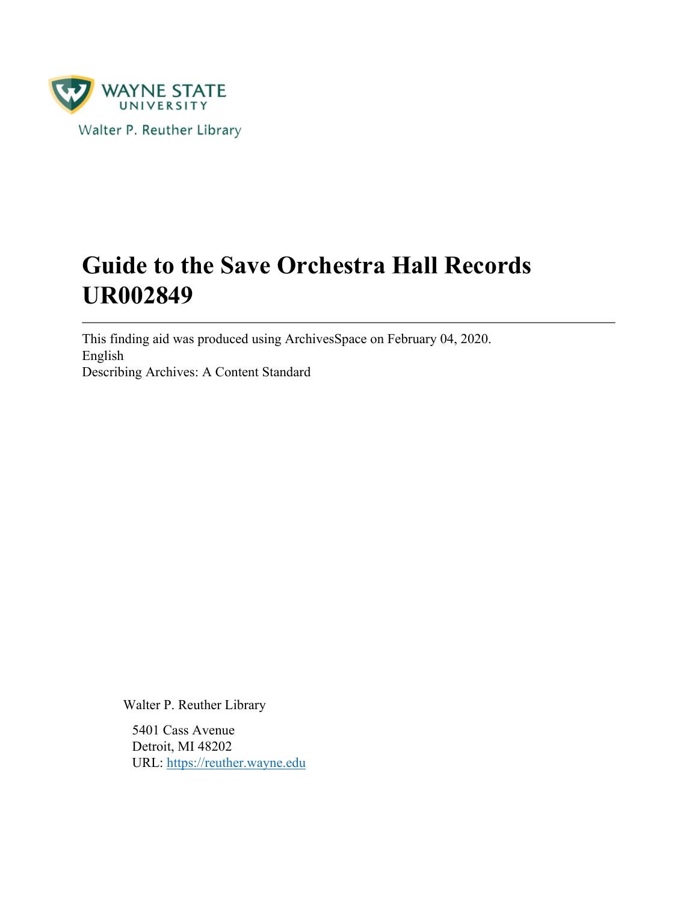WAYNE STATE UNIVERSITY

Walter P. Reuther Library

# Guide to the Save Orchestra Hall Records UR002849

---

This finding aid was produced using ArchivesSpace on February 04, 2020.
English
Describing Archives: A Content Standard

Walter P. Reuther Library

5401 Cass Avenue
Detroit, MI 48202
URL: https://reuther.wayne.edu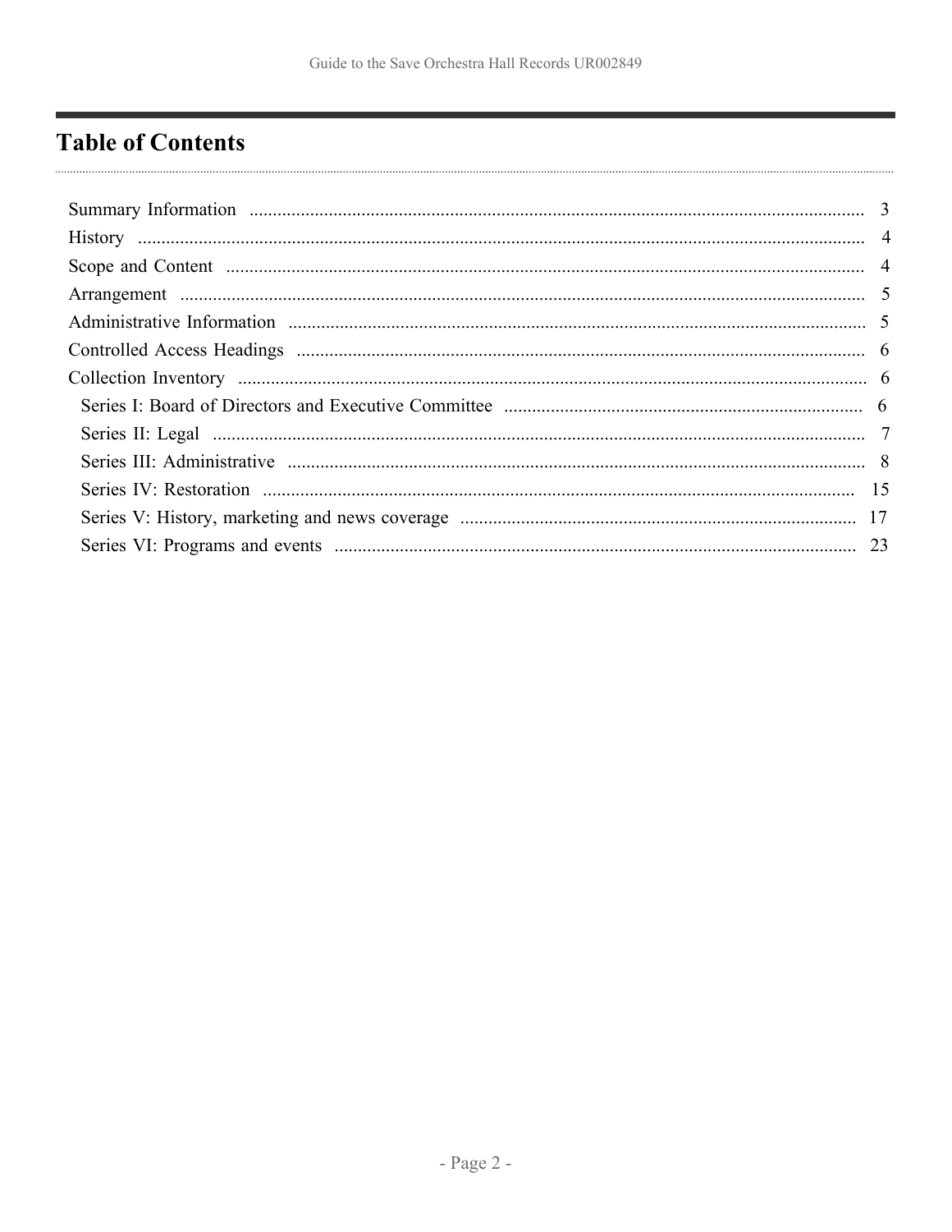# Table of Contents

- Summary Information ... 3
- History ... 4
- Scope and Content ... 4
- Arrangement ... 5
- Administrative Information ... 5
- Controlled Access Headings ... 6
- Collection Inventory ... 6
  - Series I: Board of Directors and Executive Committee ... 6
  - Series II: Legal ... 7
  - Series III: Administrative ... 8
  - Series IV: Restoration ... 15
  - Series V: History, marketing and news coverage ... 17
  - Series VI: Programs and events ... 23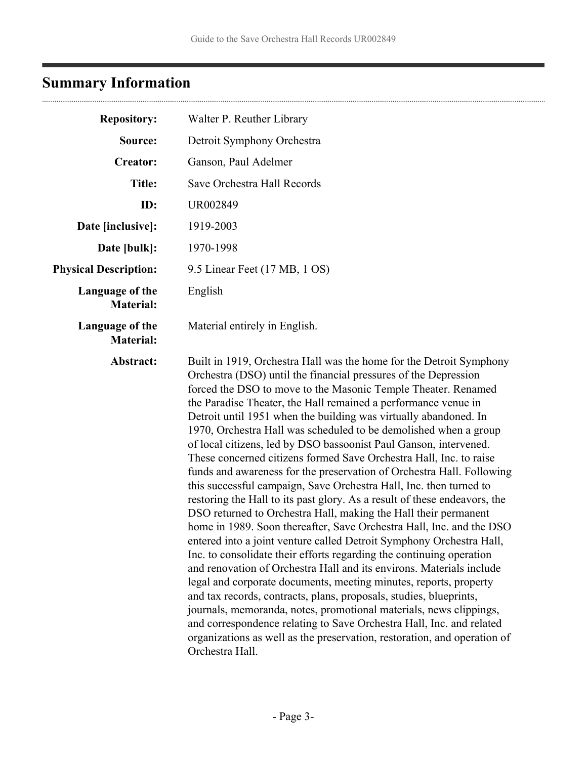## Summary Information

| | |
|---|---|
| **Repository:** | Walter P. Reuther Library |
| **Source:** | Detroit Symphony Orchestra |
| **Creator:** | Ganson, Paul Adelmer |
| **Title:** | Save Orchestra Hall Records |
| **ID:** | UR002849 |
| **Date [inclusive]:** | 1919-2003 |
| **Date [bulk]:** | 1970-1998 |
| **Physical Description:** | 9.5 Linear Feet (17 MB, 1 OS) |
| **Language of the Material:** | English |
| **Language of the Material:** | Material entirely in English. |
| **Abstract:** | Built in 1919, Orchestra Hall was the home for the Detroit Symphony Orchestra (DSO) until the financial pressures of the Depression forced the DSO to move to the Masonic Temple Theater. Renamed the Paradise Theater, the Hall remained a performance venue in Detroit until 1951 when the building was virtually abandoned. In 1970, Orchestra Hall was scheduled to be demolished when a group of local citizens, led by DSO bassoonist Paul Ganson, intervened. These concerned citizens formed Save Orchestra Hall, Inc. to raise funds and awareness for the preservation of Orchestra Hall. Following this successful campaign, Save Orchestra Hall, Inc. then turned to restoring the Hall to its past glory. As a result of these endeavors, the DSO returned to Orchestra Hall, making the Hall their permanent home in 1989. Soon thereafter, Save Orchestra Hall, Inc. and the DSO entered into a joint venture called Detroit Symphony Orchestra Hall, Inc. to consolidate their efforts regarding the continuing operation and renovation of Orchestra Hall and its environs. Materials include legal and corporate documents, meeting minutes, reports, property and tax records, contracts, plans, proposals, studies, blueprints, journals, memoranda, notes, promotional materials, news clippings, and correspondence relating to Save Orchestra Hall, Inc. and related organizations as well as the preservation, restoration, and operation of Orchestra Hall. |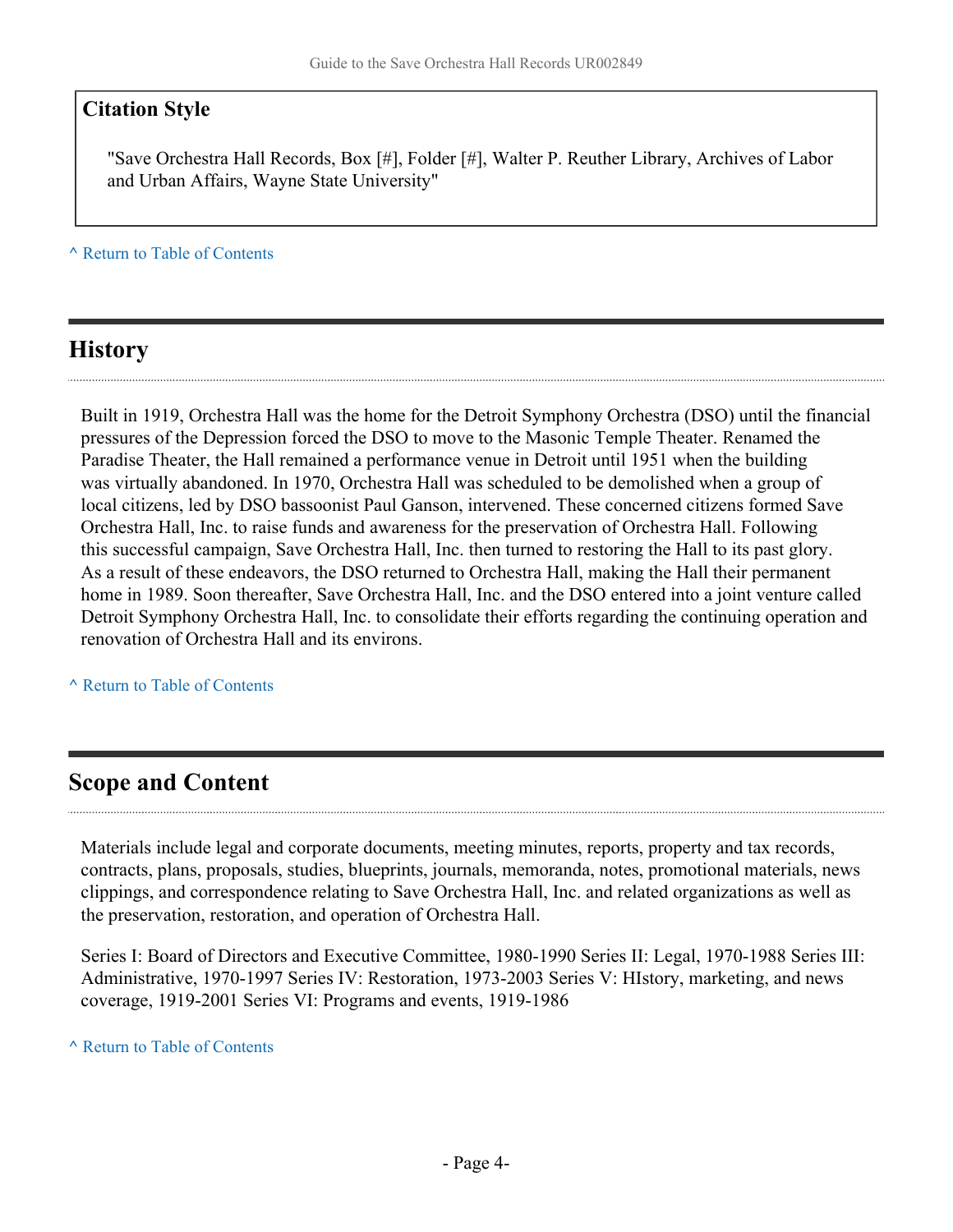### Citation Style

"Save Orchestra Hall Records, Box [#], Folder [#], Walter P. Reuther Library, Archives of Labor and Urban Affairs, Wayne State University"

^ Return to Table of Contents

## History

Built in 1919, Orchestra Hall was the home for the Detroit Symphony Orchestra (DSO) until the financial pressures of the Depression forced the DSO to move to the Masonic Temple Theater. Renamed the Paradise Theater, the Hall remained a performance venue in Detroit until 1951 when the building was virtually abandoned. In 1970, Orchestra Hall was scheduled to be demolished when a group of local citizens, led by DSO bassoonist Paul Ganson, intervened. These concerned citizens formed Save Orchestra Hall, Inc. to raise funds and awareness for the preservation of Orchestra Hall. Following this successful campaign, Save Orchestra Hall, Inc. then turned to restoring the Hall to its past glory. As a result of these endeavors, the DSO returned to Orchestra Hall, making the Hall their permanent home in 1989. Soon thereafter, Save Orchestra Hall, Inc. and the DSO entered into a joint venture called Detroit Symphony Orchestra Hall, Inc. to consolidate their efforts regarding the continuing operation and renovation of Orchestra Hall and its environs.

^ Return to Table of Contents

## Scope and Content

Materials include legal and corporate documents, meeting minutes, reports, property and tax records, contracts, plans, proposals, studies, blueprints, journals, memoranda, notes, promotional materials, news clippings, and correspondence relating to Save Orchestra Hall, Inc. and related organizations as well as the preservation, restoration, and operation of Orchestra Hall.

Series I: Board of Directors and Executive Committee, 1980-1990 Series II: Legal, 1970-1988 Series III: Administrative, 1970-1997 Series IV: Restoration, 1973-2003 Series V: HIstory, marketing, and news coverage, 1919-2001 Series VI: Programs and events, 1919-1986

^ Return to Table of Contents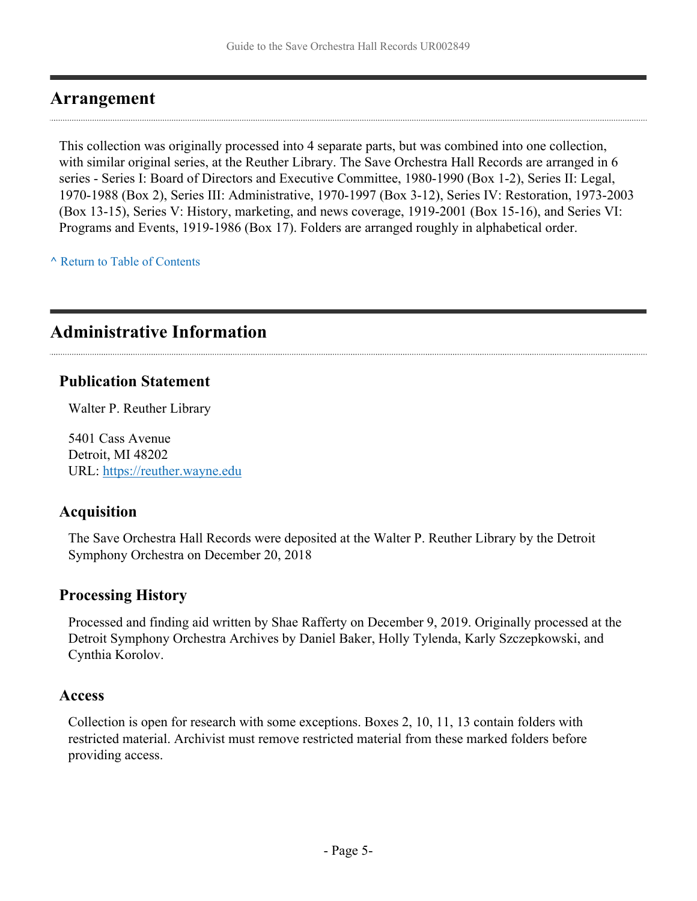## Arrangement

This collection was originally processed into 4 separate parts, but was combined into one collection, with similar original series, at the Reuther Library. The Save Orchestra Hall Records are arranged in 6 series - Series I: Board of Directors and Executive Committee, 1980-1990 (Box 1-2), Series II: Legal, 1970-1988 (Box 2), Series III: Administrative, 1970-1997 (Box 3-12), Series IV: Restoration, 1973-2003 (Box 13-15), Series V: History, marketing, and news coverage, 1919-2001 (Box 15-16), and Series VI: Programs and Events, 1919-1986 (Box 17). Folders are arranged roughly in alphabetical order.

^ Return to Table of Contents

## Administrative Information

### Publication Statement

Walter P. Reuther Library

5401 Cass Avenue
Detroit, MI 48202
URL: https://reuther.wayne.edu

### Acquisition

The Save Orchestra Hall Records were deposited at the Walter P. Reuther Library by the Detroit Symphony Orchestra on December 20, 2018

### Processing History

Processed and finding aid written by Shae Rafferty on December 9, 2019. Originally processed at the Detroit Symphony Orchestra Archives by Daniel Baker, Holly Tylenda, Karly Szczepkowski, and Cynthia Korolov.

### Access

Collection is open for research with some exceptions. Boxes 2, 10, 11, 13 contain folders with restricted material. Archivist must remove restricted material from these marked folders before providing access.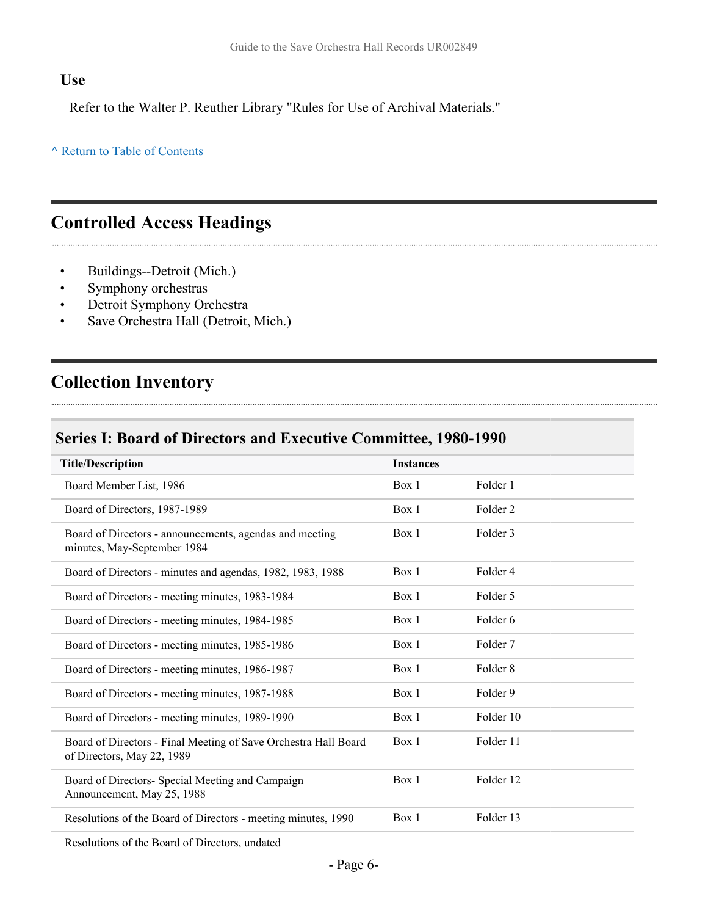### Use

Refer to the Walter P. Reuther Library "Rules for Use of Archival Materials."

^ Return to Table of Contents

## Controlled Access Headings

- Buildings--Detroit (Mich.)
- Symphony orchestras
- Detroit Symphony Orchestra
- Save Orchestra Hall (Detroit, Mich.)

## Collection Inventory

### Series I: Board of Directors and Executive Committee, 1980-1990

| Title/Description | Instances | |
|---|---|---|
| Board Member List, 1986 | Box 1 | Folder 1 |
| Board of Directors, 1987-1989 | Box 1 | Folder 2 |
| Board of Directors - announcements, agendas and meeting minutes, May-September 1984 | Box 1 | Folder 3 |
| Board of Directors - minutes and agendas, 1982, 1983, 1988 | Box 1 | Folder 4 |
| Board of Directors - meeting minutes, 1983-1984 | Box 1 | Folder 5 |
| Board of Directors - meeting minutes, 1984-1985 | Box 1 | Folder 6 |
| Board of Directors - meeting minutes, 1985-1986 | Box 1 | Folder 7 |
| Board of Directors - meeting minutes, 1986-1987 | Box 1 | Folder 8 |
| Board of Directors - meeting minutes, 1987-1988 | Box 1 | Folder 9 |
| Board of Directors - meeting minutes, 1989-1990 | Box 1 | Folder 10 |
| Board of Directors - Final Meeting of Save Orchestra Hall Board of Directors, May 22, 1989 | Box 1 | Folder 11 |
| Board of Directors- Special Meeting and Campaign Announcement, May 25, 1988 | Box 1 | Folder 12 |
| Resolutions of the Board of Directors - meeting minutes, 1990 | Box 1 | Folder 13 |
| Resolutions of the Board of Directors, undated | | |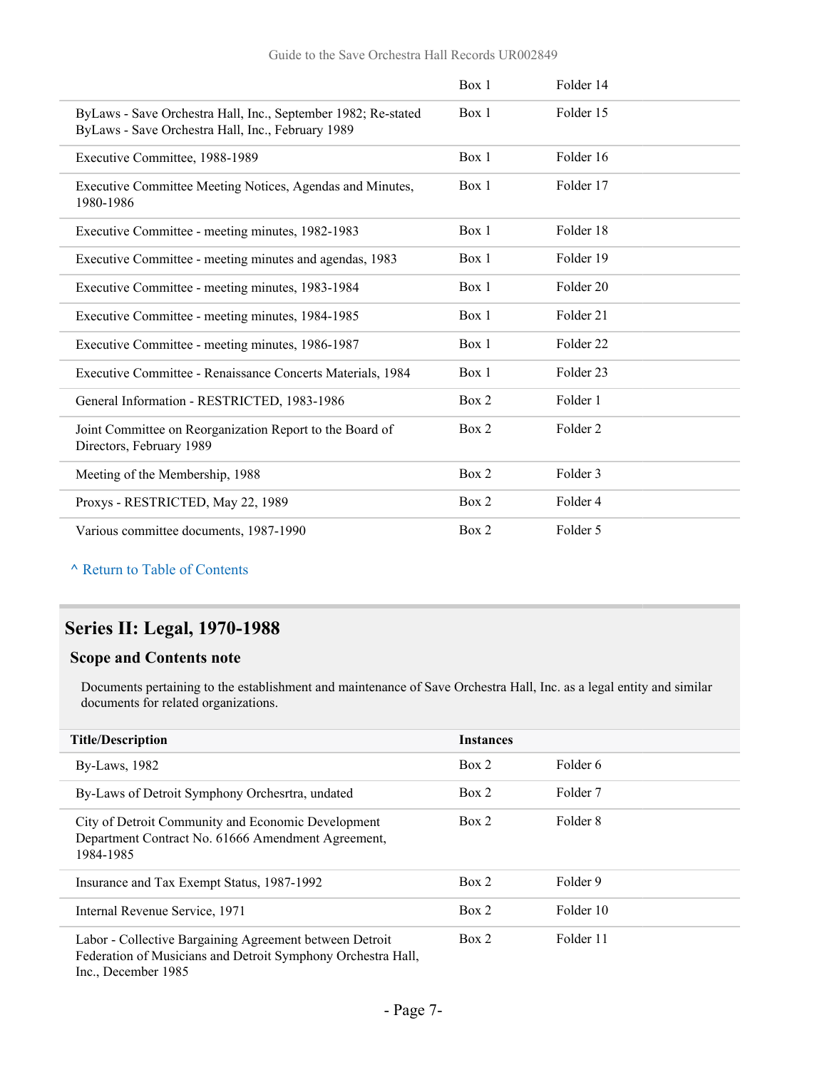| | | |
|---|---|---|
| | Box 1 | Folder 14 |
| ByLaws - Save Orchestra Hall, Inc., September 1982; Re-stated ByLaws - Save Orchestra Hall, Inc., February 1989 | Box 1 | Folder 15 |
| Executive Committee, 1988-1989 | Box 1 | Folder 16 |
| Executive Committee Meeting Notices, Agendas and Minutes, 1980-1986 | Box 1 | Folder 17 |
| Executive Committee - meeting minutes, 1982-1983 | Box 1 | Folder 18 |
| Executive Committee - meeting minutes and agendas, 1983 | Box 1 | Folder 19 |
| Executive Committee - meeting minutes, 1983-1984 | Box 1 | Folder 20 |
| Executive Committee - meeting minutes, 1984-1985 | Box 1 | Folder 21 |
| Executive Committee - meeting minutes, 1986-1987 | Box 1 | Folder 22 |
| Executive Committee - Renaissance Concerts Materials, 1984 | Box 1 | Folder 23 |
| General Information - RESTRICTED, 1983-1986 | Box 2 | Folder 1 |
| Joint Committee on Reorganization Report to the Board of Directors, February 1989 | Box 2 | Folder 2 |
| Meeting of the Membership, 1988 | Box 2 | Folder 3 |
| Proxys - RESTRICTED, May 22, 1989 | Box 2 | Folder 4 |
| Various committee documents, 1987-1990 | Box 2 | Folder 5 |

^ Return to Table of Contents

## Series II: Legal, 1970-1988

### Scope and Contents note

Documents pertaining to the establishment and maintenance of Save Orchestra Hall, Inc. as a legal entity and similar documents for related organizations.

| Title/Description | Instances | |
|---|---|---|
| By-Laws, 1982 | Box 2 | Folder 6 |
| By-Laws of Detroit Symphony Orchesrtra, undated | Box 2 | Folder 7 |
| City of Detroit Community and Economic Development Department Contract No. 61666 Amendment Agreement, 1984-1985 | Box 2 | Folder 8 |
| Insurance and Tax Exempt Status, 1987-1992 | Box 2 | Folder 9 |
| Internal Revenue Service, 1971 | Box 2 | Folder 10 |
| Labor - Collective Bargaining Agreement between Detroit Federation of Musicians and Detroit Symphony Orchestra Hall, Inc., December 1985 | Box 2 | Folder 11 |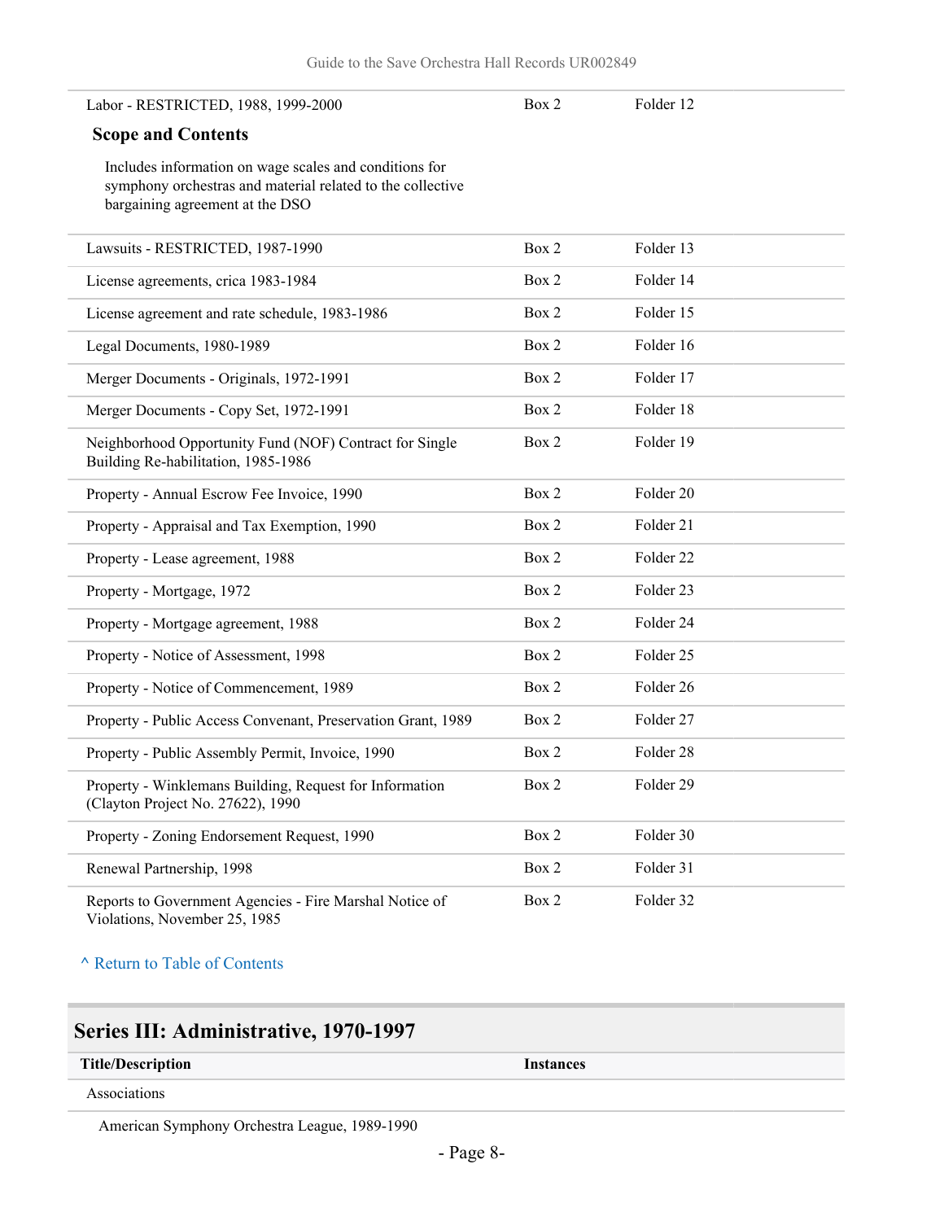| | | |
|---|---|---|
| Labor - RESTRICTED, 1988, 1999-2000 | Box 2 | Folder 12 |

**Scope and Contents**

Includes information on wage scales and conditions for symphony orchestras and material related to the collective bargaining agreement at the DSO

| | | |
|---|---|---|
| Lawsuits - RESTRICTED, 1987-1990 | Box 2 | Folder 13 |
| License agreements, crica 1983-1984 | Box 2 | Folder 14 |
| License agreement and rate schedule, 1983-1986 | Box 2 | Folder 15 |
| Legal Documents, 1980-1989 | Box 2 | Folder 16 |
| Merger Documents - Originals, 1972-1991 | Box 2 | Folder 17 |
| Merger Documents - Copy Set, 1972-1991 | Box 2 | Folder 18 |
| Neighborhood Opportunity Fund (NOF) Contract for Single Building Re-habilitation, 1985-1986 | Box 2 | Folder 19 |
| Property - Annual Escrow Fee Invoice, 1990 | Box 2 | Folder 20 |
| Property - Appraisal and Tax Exemption, 1990 | Box 2 | Folder 21 |
| Property - Lease agreement, 1988 | Box 2 | Folder 22 |
| Property - Mortgage, 1972 | Box 2 | Folder 23 |
| Property - Mortgage agreement, 1988 | Box 2 | Folder 24 |
| Property - Notice of Assessment, 1998 | Box 2 | Folder 25 |
| Property - Notice of Commencement, 1989 | Box 2 | Folder 26 |
| Property - Public Access Convenant, Preservation Grant, 1989 | Box 2 | Folder 27 |
| Property - Public Assembly Permit, Invoice, 1990 | Box 2 | Folder 28 |
| Property - Winklemans Building, Request for Information (Clayton Project No. 27622), 1990 | Box 2 | Folder 29 |
| Property - Zoning Endorsement Request, 1990 | Box 2 | Folder 30 |
| Renewal Partnership, 1998 | Box 2 | Folder 31 |
| Reports to Government Agencies - Fire Marshal Notice of Violations, November 25, 1985 | Box 2 | Folder 32 |

^ Return to Table of Contents

## Series III: Administrative, 1970-1997

| Title/Description | Instances |
|---|---|
| Associations | |
| American Symphony Orchestra League, 1989-1990 | |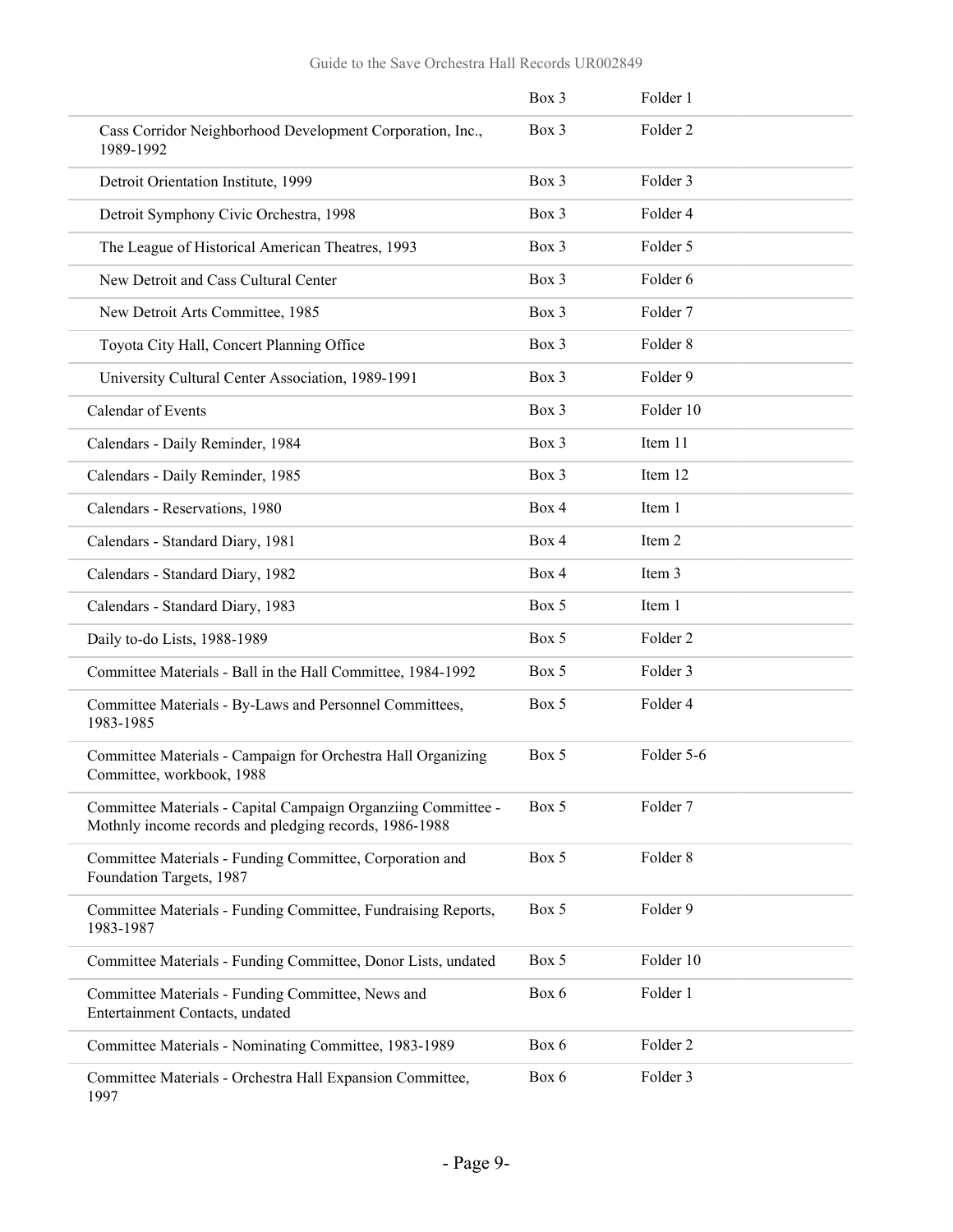| | Box | Folder |
|---|---|---|
| | Box 3 | Folder 1 |
| Cass Corridor Neighborhood Development Corporation, Inc., 1989-1992 | Box 3 | Folder 2 |
| Detroit Orientation Institute, 1999 | Box 3 | Folder 3 |
| Detroit Symphony Civic Orchestra, 1998 | Box 3 | Folder 4 |
| The League of Historical American Theatres, 1993 | Box 3 | Folder 5 |
| New Detroit and Cass Cultural Center | Box 3 | Folder 6 |
| New Detroit Arts Committee, 1985 | Box 3 | Folder 7 |
| Toyota City Hall, Concert Planning Office | Box 3 | Folder 8 |
| University Cultural Center Association, 1989-1991 | Box 3 | Folder 9 |
| Calendar of Events | Box 3 | Folder 10 |
| Calendars - Daily Reminder, 1984 | Box 3 | Item 11 |
| Calendars - Daily Reminder, 1985 | Box 3 | Item 12 |
| Calendars - Reservations, 1980 | Box 4 | Item 1 |
| Calendars - Standard Diary, 1981 | Box 4 | Item 2 |
| Calendars - Standard Diary, 1982 | Box 4 | Item 3 |
| Calendars - Standard Diary, 1983 | Box 5 | Item 1 |
| Daily to-do Lists, 1988-1989 | Box 5 | Folder 2 |
| Committee Materials - Ball in the Hall Committee, 1984-1992 | Box 5 | Folder 3 |
| Committee Materials - By-Laws and Personnel Committees, 1983-1985 | Box 5 | Folder 4 |
| Committee Materials - Campaign for Orchestra Hall Organizing Committee, workbook, 1988 | Box 5 | Folder 5-6 |
| Committee Materials - Capital Campaign Organziing Committee - Mothnly income records and pledging records, 1986-1988 | Box 5 | Folder 7 |
| Committee Materials - Funding Committee, Corporation and Foundation Targets, 1987 | Box 5 | Folder 8 |
| Committee Materials - Funding Committee, Fundraising Reports, 1983-1987 | Box 5 | Folder 9 |
| Committee Materials - Funding Committee, Donor Lists, undated | Box 5 | Folder 10 |
| Committee Materials - Funding Committee, News and Entertainment Contacts, undated | Box 6 | Folder 1 |
| Committee Materials - Nominating Committee, 1983-1989 | Box 6 | Folder 2 |
| Committee Materials - Orchestra Hall Expansion Committee, 1997 | Box 6 | Folder 3 |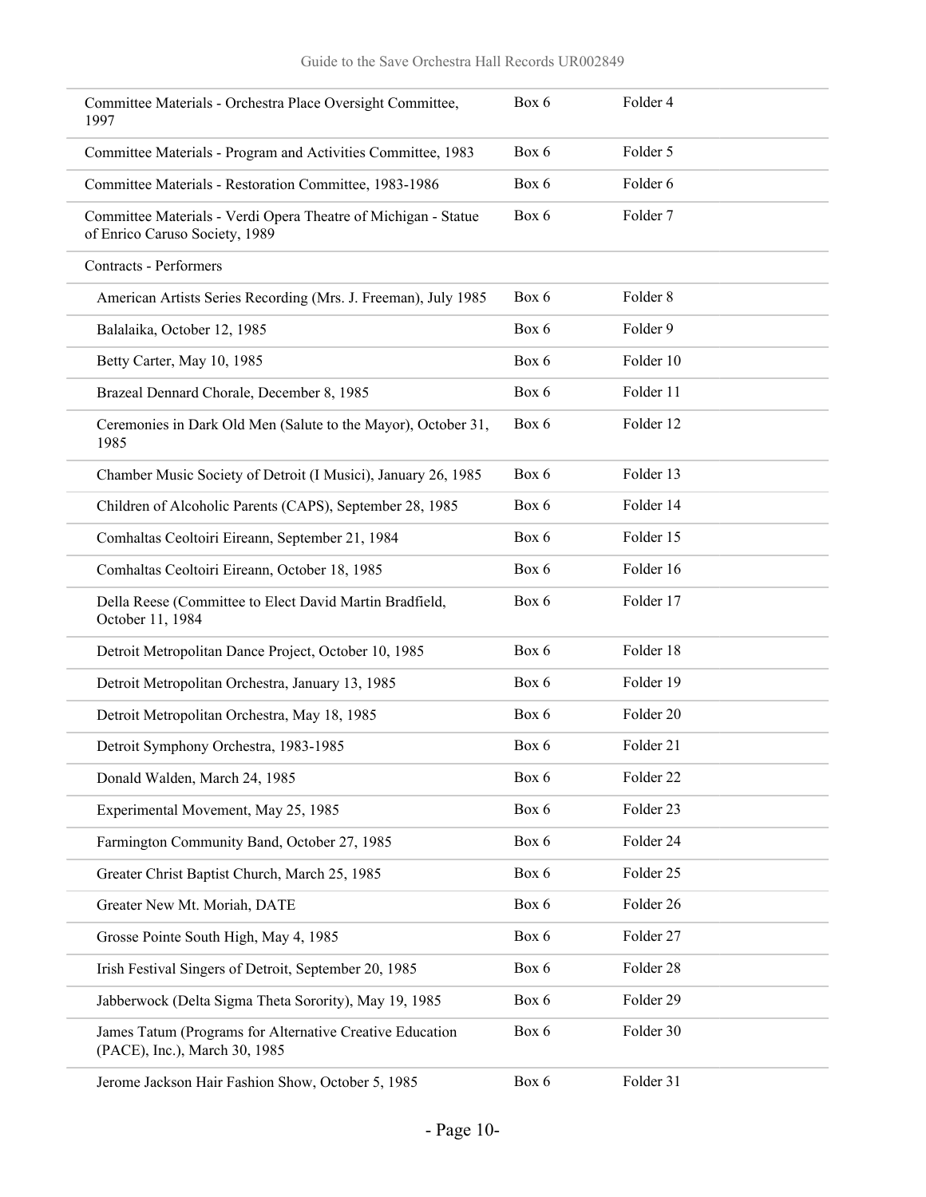| | | |
|---|---|---|
| Committee Materials - Orchestra Place Oversight Committee, 1997 | Box 6 | Folder 4 |
| Committee Materials - Program and Activities Committee, 1983 | Box 6 | Folder 5 |
| Committee Materials - Restoration Committee, 1983-1986 | Box 6 | Folder 6 |
| Committee Materials - Verdi Opera Theatre of Michigan - Statue of Enrico Caruso Society, 1989 | Box 6 | Folder 7 |
| Contracts - Performers | | |
| American Artists Series Recording (Mrs. J. Freeman), July 1985 | Box 6 | Folder 8 |
| Balalaika, October 12, 1985 | Box 6 | Folder 9 |
| Betty Carter, May 10, 1985 | Box 6 | Folder 10 |
| Brazeal Dennard Chorale, December 8, 1985 | Box 6 | Folder 11 |
| Ceremonies in Dark Old Men (Salute to the Mayor), October 31, 1985 | Box 6 | Folder 12 |
| Chamber Music Society of Detroit (I Musici), January 26, 1985 | Box 6 | Folder 13 |
| Children of Alcoholic Parents (CAPS), September 28, 1985 | Box 6 | Folder 14 |
| Comhaltas Ceoltoiri Eireann, September 21, 1984 | Box 6 | Folder 15 |
| Comhaltas Ceoltoiri Eireann, October 18, 1985 | Box 6 | Folder 16 |
| Della Reese (Committee to Elect David Martin Bradfield, October 11, 1984 | Box 6 | Folder 17 |
| Detroit Metropolitan Dance Project, October 10, 1985 | Box 6 | Folder 18 |
| Detroit Metropolitan Orchestra, January 13, 1985 | Box 6 | Folder 19 |
| Detroit Metropolitan Orchestra, May 18, 1985 | Box 6 | Folder 20 |
| Detroit Symphony Orchestra, 1983-1985 | Box 6 | Folder 21 |
| Donald Walden, March 24, 1985 | Box 6 | Folder 22 |
| Experimental Movement, May 25, 1985 | Box 6 | Folder 23 |
| Farmington Community Band, October 27, 1985 | Box 6 | Folder 24 |
| Greater Christ Baptist Church, March 25, 1985 | Box 6 | Folder 25 |
| Greater New Mt. Moriah, DATE | Box 6 | Folder 26 |
| Grosse Pointe South High, May 4, 1985 | Box 6 | Folder 27 |
| Irish Festival Singers of Detroit, September 20, 1985 | Box 6 | Folder 28 |
| Jabberwock (Delta Sigma Theta Sorority), May 19, 1985 | Box 6 | Folder 29 |
| James Tatum (Programs for Alternative Creative Education (PACE), Inc.), March 30, 1985 | Box 6 | Folder 30 |
| Jerome Jackson Hair Fashion Show, October 5, 1985 | Box 6 | Folder 31 |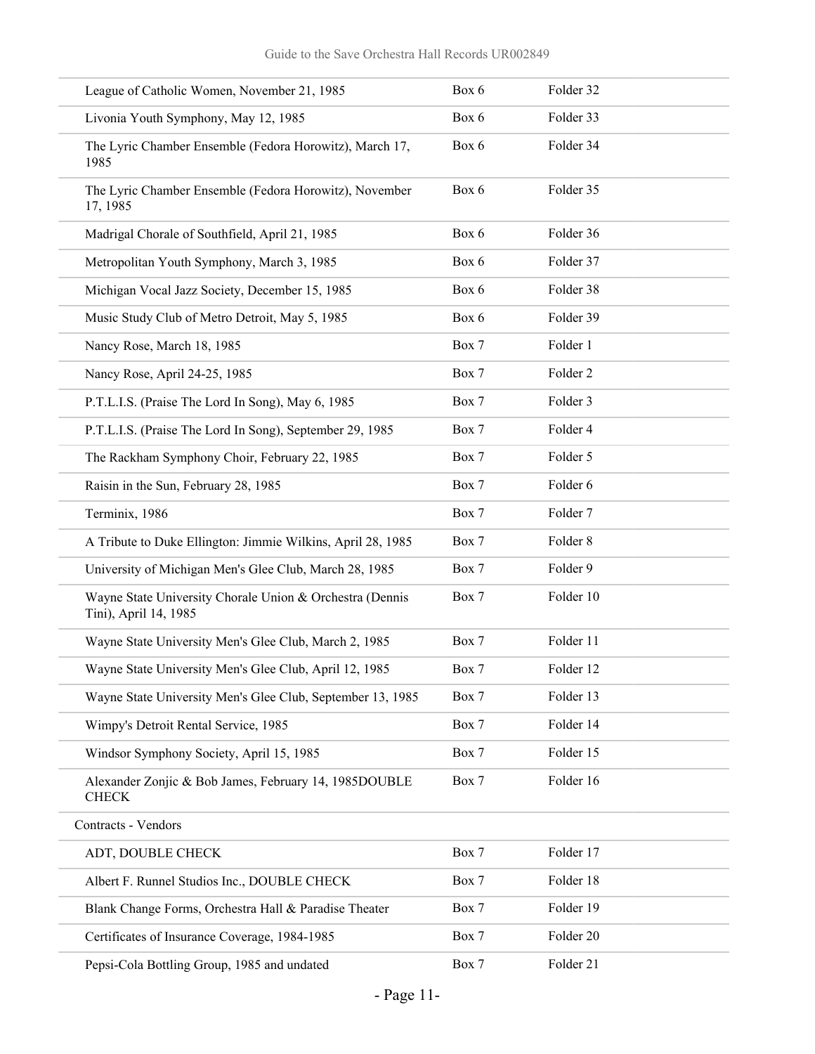| | | |
|---|---|---|
| League of Catholic Women, November 21, 1985 | Box 6 | Folder 32 |
| Livonia Youth Symphony, May 12, 1985 | Box 6 | Folder 33 |
| The Lyric Chamber Ensemble (Fedora Horowitz), March 17, 1985 | Box 6 | Folder 34 |
| The Lyric Chamber Ensemble (Fedora Horowitz), November 17, 1985 | Box 6 | Folder 35 |
| Madrigal Chorale of Southfield, April 21, 1985 | Box 6 | Folder 36 |
| Metropolitan Youth Symphony, March 3, 1985 | Box 6 | Folder 37 |
| Michigan Vocal Jazz Society, December 15, 1985 | Box 6 | Folder 38 |
| Music Study Club of Metro Detroit, May 5, 1985 | Box 6 | Folder 39 |
| Nancy Rose, March 18, 1985 | Box 7 | Folder 1 |
| Nancy Rose, April 24-25, 1985 | Box 7 | Folder 2 |
| P.T.L.I.S. (Praise The Lord In Song), May 6, 1985 | Box 7 | Folder 3 |
| P.T.L.I.S. (Praise The Lord In Song), September 29, 1985 | Box 7 | Folder 4 |
| The Rackham Symphony Choir, February 22, 1985 | Box 7 | Folder 5 |
| Raisin in the Sun, February 28, 1985 | Box 7 | Folder 6 |
| Terminix, 1986 | Box 7 | Folder 7 |
| A Tribute to Duke Ellington: Jimmie Wilkins, April 28, 1985 | Box 7 | Folder 8 |
| University of Michigan Men's Glee Club, March 28, 1985 | Box 7 | Folder 9 |
| Wayne State University Chorale Union & Orchestra (Dennis Tini), April 14, 1985 | Box 7 | Folder 10 |
| Wayne State University Men's Glee Club, March 2, 1985 | Box 7 | Folder 11 |
| Wayne State University Men's Glee Club, April 12, 1985 | Box 7 | Folder 12 |
| Wayne State University Men's Glee Club, September 13, 1985 | Box 7 | Folder 13 |
| Wimpy's Detroit Rental Service, 1985 | Box 7 | Folder 14 |
| Windsor Symphony Society, April 15, 1985 | Box 7 | Folder 15 |
| Alexander Zonjic & Bob James, February 14, 1985DOUBLE CHECK | Box 7 | Folder 16 |
| Contracts - Vendors | | |
| ADT, DOUBLE CHECK | Box 7 | Folder 17 |
| Albert F. Runnel Studios Inc., DOUBLE CHECK | Box 7 | Folder 18 |
| Blank Change Forms, Orchestra Hall & Paradise Theater | Box 7 | Folder 19 |
| Certificates of Insurance Coverage, 1984-1985 | Box 7 | Folder 20 |
| Pepsi-Cola Bottling Group, 1985 and undated | Box 7 | Folder 21 |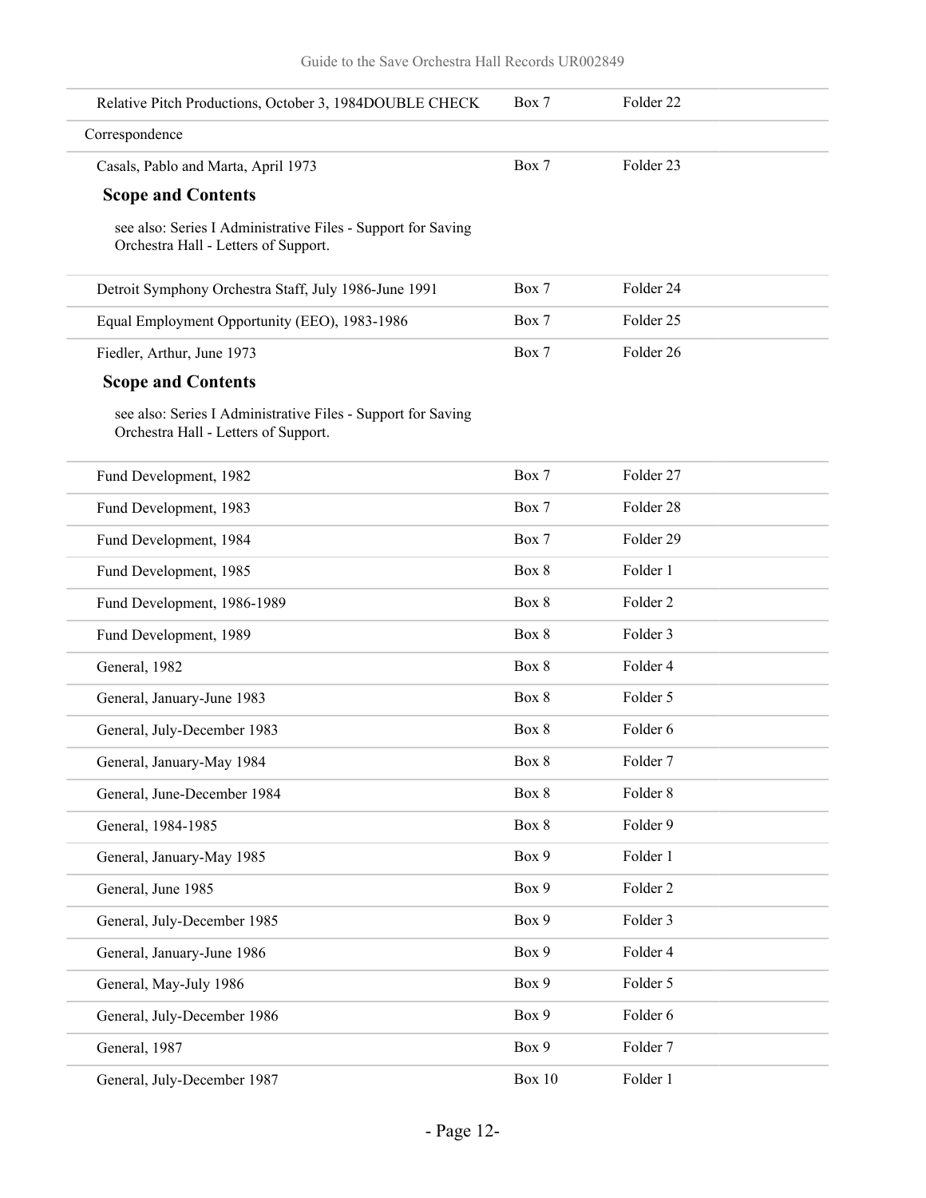| | | |
|---|---|---|
| Relative Pitch Productions, October 3, 1984DOUBLE CHECK | Box 7 | Folder 22 |
| Correspondence | | |
| Casals, Pablo and Marta, April 1973 | Box 7 | Folder 23 |

**Scope and Contents**

see also: Series I Administrative Files - Support for Saving Orchestra Hall - Letters of Support.

| | | |
|---|---|---|
| Detroit Symphony Orchestra Staff, July 1986-June 1991 | Box 7 | Folder 24 |
| Equal Employment Opportunity (EEO), 1983-1986 | Box 7 | Folder 25 |
| Fiedler, Arthur, June 1973 | Box 7 | Folder 26 |

**Scope and Contents**

see also: Series I Administrative Files - Support for Saving Orchestra Hall - Letters of Support.

| | | |
|---|---|---|
| Fund Development, 1982 | Box 7 | Folder 27 |
| Fund Development, 1983 | Box 7 | Folder 28 |
| Fund Development, 1984 | Box 7 | Folder 29 |
| Fund Development, 1985 | Box 8 | Folder 1 |
| Fund Development, 1986-1989 | Box 8 | Folder 2 |
| Fund Development, 1989 | Box 8 | Folder 3 |
| General, 1982 | Box 8 | Folder 4 |
| General, January-June 1983 | Box 8 | Folder 5 |
| General, July-December 1983 | Box 8 | Folder 6 |
| General, January-May 1984 | Box 8 | Folder 7 |
| General, June-December 1984 | Box 8 | Folder 8 |
| General, 1984-1985 | Box 8 | Folder 9 |
| General, January-May 1985 | Box 9 | Folder 1 |
| General, June 1985 | Box 9 | Folder 2 |
| General, July-December 1985 | Box 9 | Folder 3 |
| General, January-June 1986 | Box 9 | Folder 4 |
| General, May-July 1986 | Box 9 | Folder 5 |
| General, July-December 1986 | Box 9 | Folder 6 |
| General, 1987 | Box 9 | Folder 7 |
| General, July-December 1987 | Box 10 | Folder 1 |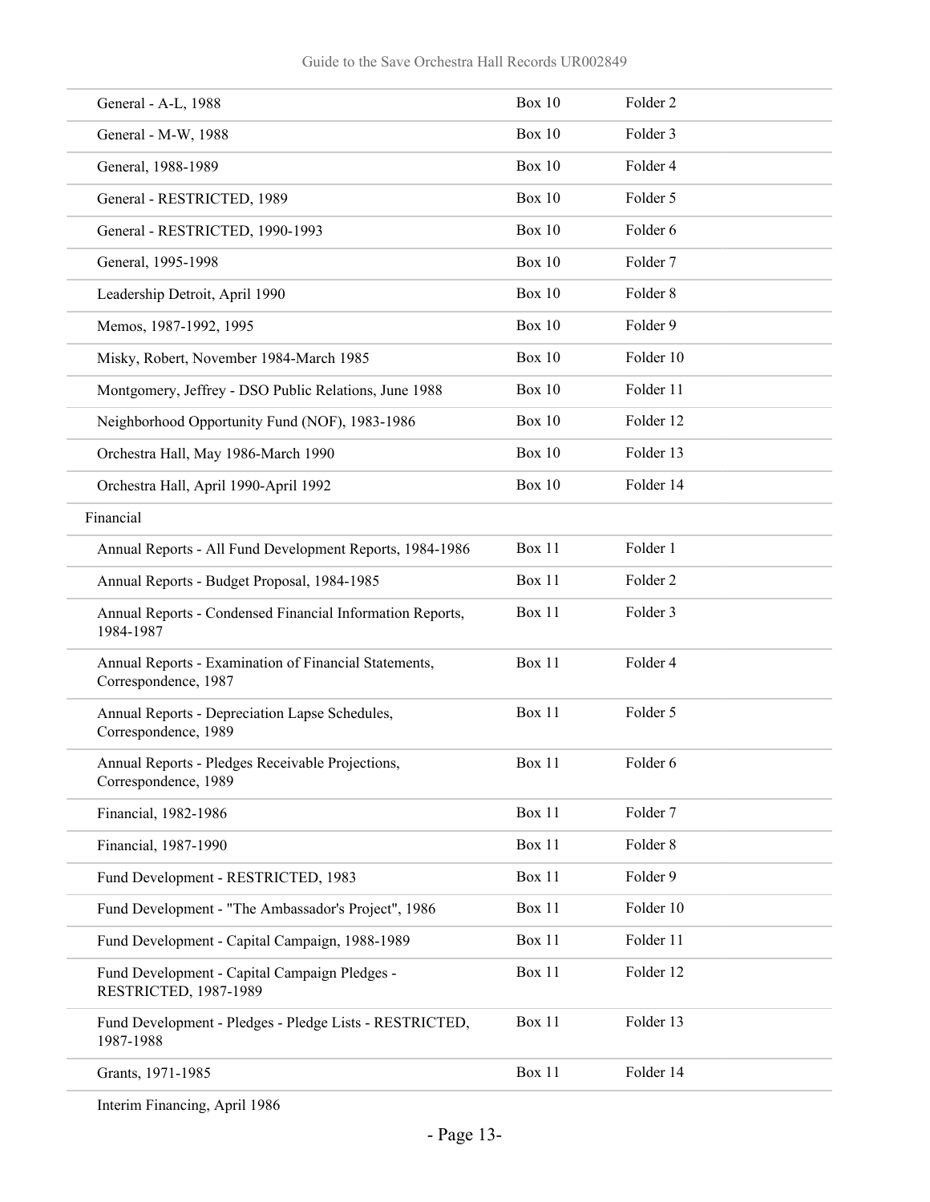| | | |
|---|---|---|
| General - A-L, 1988 | Box 10 | Folder 2 |
| General - M-W, 1988 | Box 10 | Folder 3 |
| General, 1988-1989 | Box 10 | Folder 4 |
| General - RESTRICTED, 1989 | Box 10 | Folder 5 |
| General - RESTRICTED, 1990-1993 | Box 10 | Folder 6 |
| General, 1995-1998 | Box 10 | Folder 7 |
| Leadership Detroit, April 1990 | Box 10 | Folder 8 |
| Memos, 1987-1992, 1995 | Box 10 | Folder 9 |
| Misky, Robert, November 1984-March 1985 | Box 10 | Folder 10 |
| Montgomery, Jeffrey - DSO Public Relations, June 1988 | Box 10 | Folder 11 |
| Neighborhood Opportunity Fund (NOF), 1983-1986 | Box 10 | Folder 12 |
| Orchestra Hall, May 1986-March 1990 | Box 10 | Folder 13 |
| Orchestra Hall, April 1990-April 1992 | Box 10 | Folder 14 |
| Financial | | |
| Annual Reports - All Fund Development Reports, 1984-1986 | Box 11 | Folder 1 |
| Annual Reports - Budget Proposal, 1984-1985 | Box 11 | Folder 2 |
| Annual Reports - Condensed Financial Information Reports, 1984-1987 | Box 11 | Folder 3 |
| Annual Reports - Examination of Financial Statements, Correspondence, 1987 | Box 11 | Folder 4 |
| Annual Reports - Depreciation Lapse Schedules, Correspondence, 1989 | Box 11 | Folder 5 |
| Annual Reports - Pledges Receivable Projections, Correspondence, 1989 | Box 11 | Folder 6 |
| Financial, 1982-1986 | Box 11 | Folder 7 |
| Financial, 1987-1990 | Box 11 | Folder 8 |
| Fund Development - RESTRICTED, 1983 | Box 11 | Folder 9 |
| Fund Development - "The Ambassador's Project", 1986 | Box 11 | Folder 10 |
| Fund Development - Capital Campaign, 1988-1989 | Box 11 | Folder 11 |
| Fund Development - Capital Campaign Pledges - RESTRICTED, 1987-1989 | Box 11 | Folder 12 |
| Fund Development - Pledges - Pledge Lists - RESTRICTED, 1987-1988 | Box 11 | Folder 13 |
| Grants, 1971-1985 | Box 11 | Folder 14 |
| Interim Financing, April 1986 | | |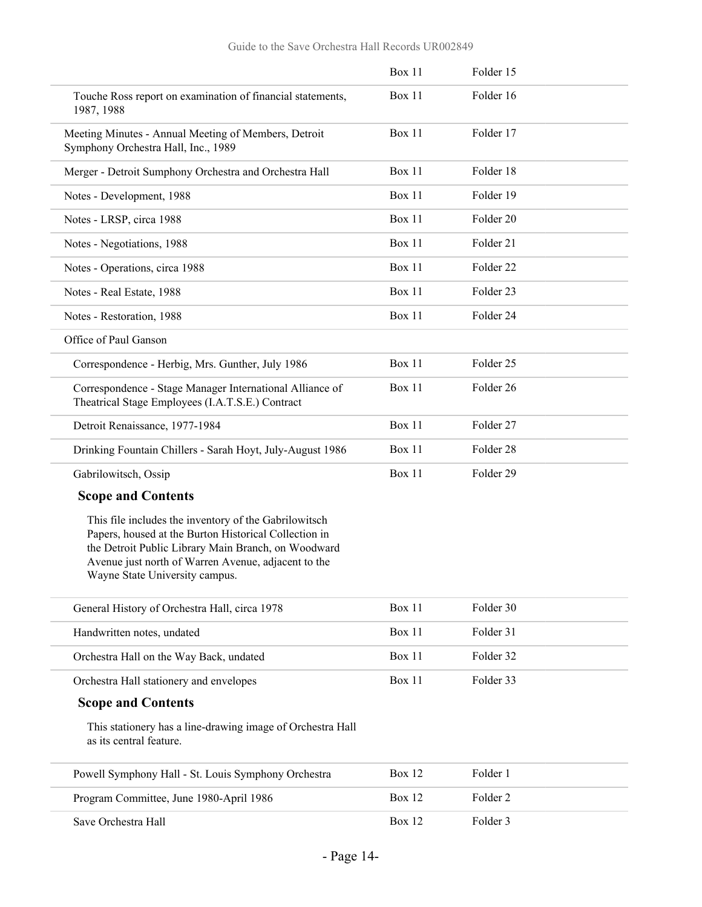| | | |
|---|---|---|
| | Box 11 | Folder 15 |
| Touche Ross report on examination of financial statements, 1987, 1988 | Box 11 | Folder 16 |
| Meeting Minutes - Annual Meeting of Members, Detroit Symphony Orchestra Hall, Inc., 1989 | Box 11 | Folder 17 |
| Merger - Detroit Sumphony Orchestra and Orchestra Hall | Box 11 | Folder 18 |
| Notes - Development, 1988 | Box 11 | Folder 19 |
| Notes - LRSP, circa 1988 | Box 11 | Folder 20 |
| Notes - Negotiations, 1988 | Box 11 | Folder 21 |
| Notes - Operations, circa 1988 | Box 11 | Folder 22 |
| Notes - Real Estate, 1988 | Box 11 | Folder 23 |
| Notes - Restoration, 1988 | Box 11 | Folder 24 |
| Office of Paul Ganson | | |
| Correspondence - Herbig, Mrs. Gunther, July 1986 | Box 11 | Folder 25 |
| Correspondence - Stage Manager International Alliance of Theatrical Stage Employees (I.A.T.S.E.) Contract | Box 11 | Folder 26 |
| Detroit Renaissance, 1977-1984 | Box 11 | Folder 27 |
| Drinking Fountain Chillers - Sarah Hoyt, July-August 1986 | Box 11 | Folder 28 |
| Gabrilowitsch, Ossip | Box 11 | Folder 29 |

### Scope and Contents

This file includes the inventory of the Gabrilowitsch Papers, housed at the Burton Historical Collection in the Detroit Public Library Main Branch, on Woodward Avenue just north of Warren Avenue, adjacent to the Wayne State University campus.

| | | |
|---|---|---|
| General History of Orchestra Hall, circa 1978 | Box 11 | Folder 30 |
| Handwritten notes, undated | Box 11 | Folder 31 |
| Orchestra Hall on the Way Back, undated | Box 11 | Folder 32 |
| Orchestra Hall stationery and envelopes | Box 11 | Folder 33 |

### Scope and Contents

This stationery has a line-drawing image of Orchestra Hall as its central feature.

| | | |
|---|---|---|
| Powell Symphony Hall - St. Louis Symphony Orchestra | Box 12 | Folder 1 |
| Program Committee, June 1980-April 1986 | Box 12 | Folder 2 |
| Save Orchestra Hall | Box 12 | Folder 3 |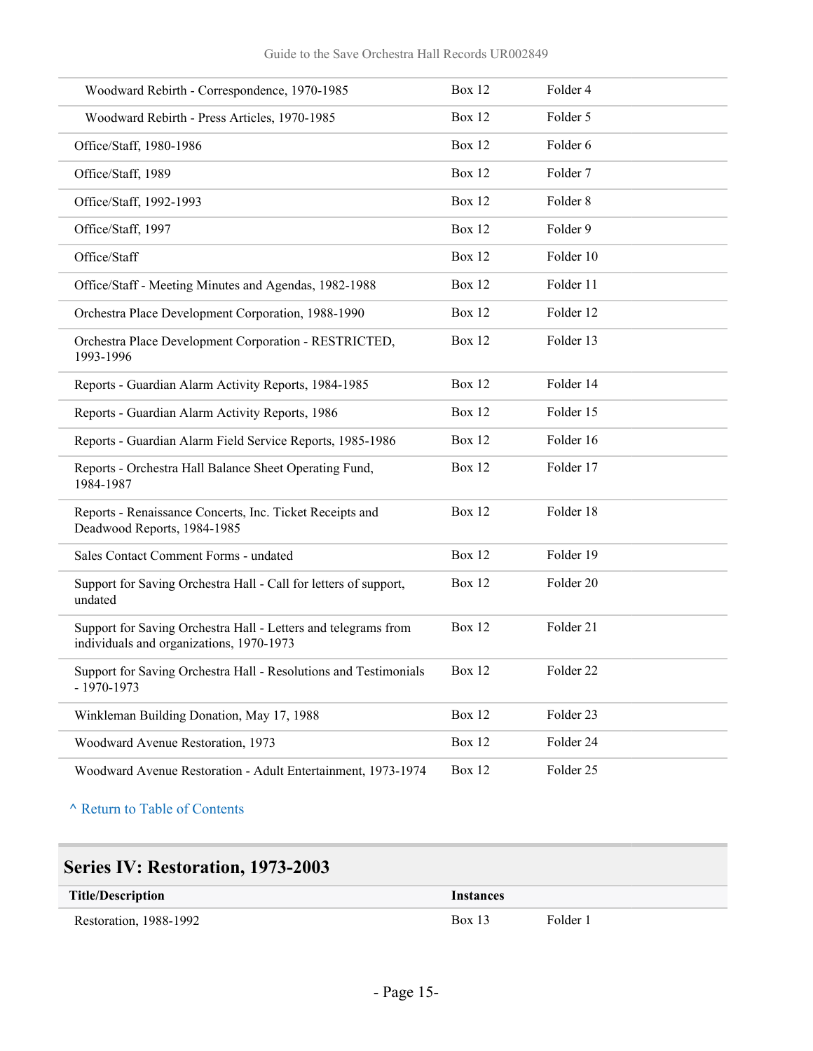| | | |
|---|---|---|
| Woodward Rebirth - Correspondence, 1970-1985 | Box 12 | Folder 4 |
| Woodward Rebirth - Press Articles, 1970-1985 | Box 12 | Folder 5 |
| Office/Staff, 1980-1986 | Box 12 | Folder 6 |
| Office/Staff, 1989 | Box 12 | Folder 7 |
| Office/Staff, 1992-1993 | Box 12 | Folder 8 |
| Office/Staff, 1997 | Box 12 | Folder 9 |
| Office/Staff | Box 12 | Folder 10 |
| Office/Staff - Meeting Minutes and Agendas, 1982-1988 | Box 12 | Folder 11 |
| Orchestra Place Development Corporation, 1988-1990 | Box 12 | Folder 12 |
| Orchestra Place Development Corporation - RESTRICTED, 1993-1996 | Box 12 | Folder 13 |
| Reports - Guardian Alarm Activity Reports, 1984-1985 | Box 12 | Folder 14 |
| Reports - Guardian Alarm Activity Reports, 1986 | Box 12 | Folder 15 |
| Reports - Guardian Alarm Field Service Reports, 1985-1986 | Box 12 | Folder 16 |
| Reports - Orchestra Hall Balance Sheet Operating Fund, 1984-1987 | Box 12 | Folder 17 |
| Reports - Renaissance Concerts, Inc. Ticket Receipts and Deadwood Reports, 1984-1985 | Box 12 | Folder 18 |
| Sales Contact Comment Forms - undated | Box 12 | Folder 19 |
| Support for Saving Orchestra Hall - Call for letters of support, undated | Box 12 | Folder 20 |
| Support for Saving Orchestra Hall - Letters and telegrams from individuals and organizations, 1970-1973 | Box 12 | Folder 21 |
| Support for Saving Orchestra Hall - Resolutions and Testimonials - 1970-1973 | Box 12 | Folder 22 |
| Winkleman Building Donation, May 17, 1988 | Box 12 | Folder 23 |
| Woodward Avenue Restoration, 1973 | Box 12 | Folder 24 |
| Woodward Avenue Restoration - Adult Entertainment, 1973-1974 | Box 12 | Folder 25 |

^ Return to Table of Contents

## Series IV: Restoration, 1973-2003

| Title/Description | Instances | |
|---|---|---|
| Restoration, 1988-1992 | Box 13 | Folder 1 |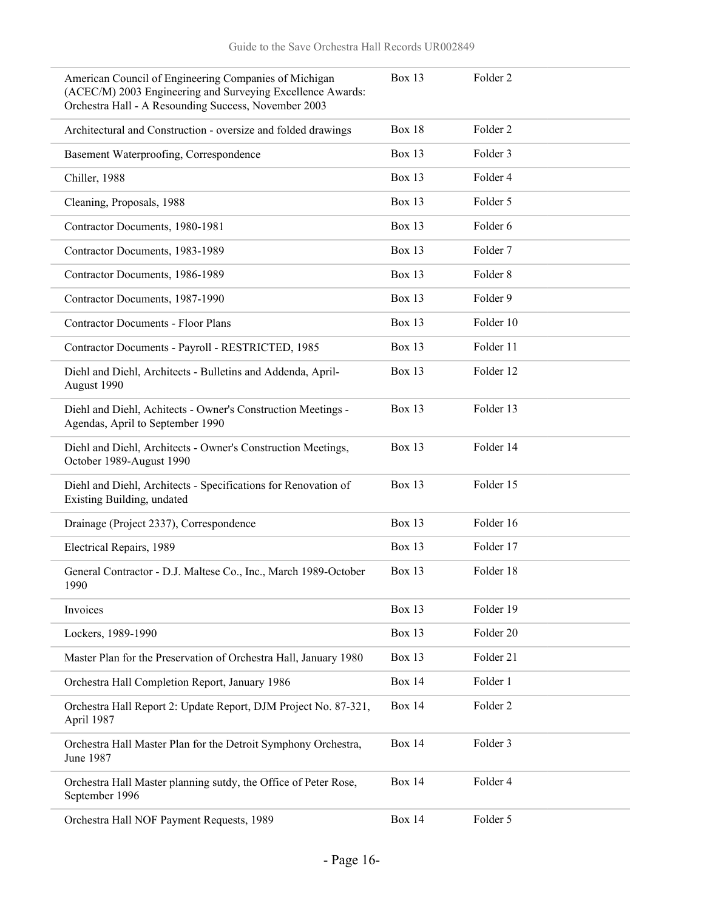| | | |
|---|---|---|
| American Council of Engineering Companies of Michigan (ACEC/M) 2003 Engineering and Surveying Excellence Awards: Orchestra Hall - A Resounding Success, November 2003 | Box 13 | Folder 2 |
| Architectural and Construction - oversize and folded drawings | Box 18 | Folder 2 |
| Basement Waterproofing, Correspondence | Box 13 | Folder 3 |
| Chiller, 1988 | Box 13 | Folder 4 |
| Cleaning, Proposals, 1988 | Box 13 | Folder 5 |
| Contractor Documents, 1980-1981 | Box 13 | Folder 6 |
| Contractor Documents, 1983-1989 | Box 13 | Folder 7 |
| Contractor Documents, 1986-1989 | Box 13 | Folder 8 |
| Contractor Documents, 1987-1990 | Box 13 | Folder 9 |
| Contractor Documents - Floor Plans | Box 13 | Folder 10 |
| Contractor Documents - Payroll - RESTRICTED, 1985 | Box 13 | Folder 11 |
| Diehl and Diehl, Architects - Bulletins and Addenda, April-August 1990 | Box 13 | Folder 12 |
| Diehl and Diehl, Achitects - Owner's Construction Meetings - Agendas, April to September 1990 | Box 13 | Folder 13 |
| Diehl and Diehl, Architects - Owner's Construction Meetings, October 1989-August 1990 | Box 13 | Folder 14 |
| Diehl and Diehl, Architects - Specifications for Renovation of Existing Building, undated | Box 13 | Folder 15 |
| Drainage (Project 2337), Correspondence | Box 13 | Folder 16 |
| Electrical Repairs, 1989 | Box 13 | Folder 17 |
| General Contractor - D.J. Maltese Co., Inc., March 1989-October 1990 | Box 13 | Folder 18 |
| Invoices | Box 13 | Folder 19 |
| Lockers, 1989-1990 | Box 13 | Folder 20 |
| Master Plan for the Preservation of Orchestra Hall, January 1980 | Box 13 | Folder 21 |
| Orchestra Hall Completion Report, January 1986 | Box 14 | Folder 1 |
| Orchestra Hall Report 2: Update Report, DJM Project No. 87-321, April 1987 | Box 14 | Folder 2 |
| Orchestra Hall Master Plan for the Detroit Symphony Orchestra, June 1987 | Box 14 | Folder 3 |
| Orchestra Hall Master planning sutdy, the Office of Peter Rose, September 1996 | Box 14 | Folder 4 |
| Orchestra Hall NOF Payment Requests, 1989 | Box 14 | Folder 5 |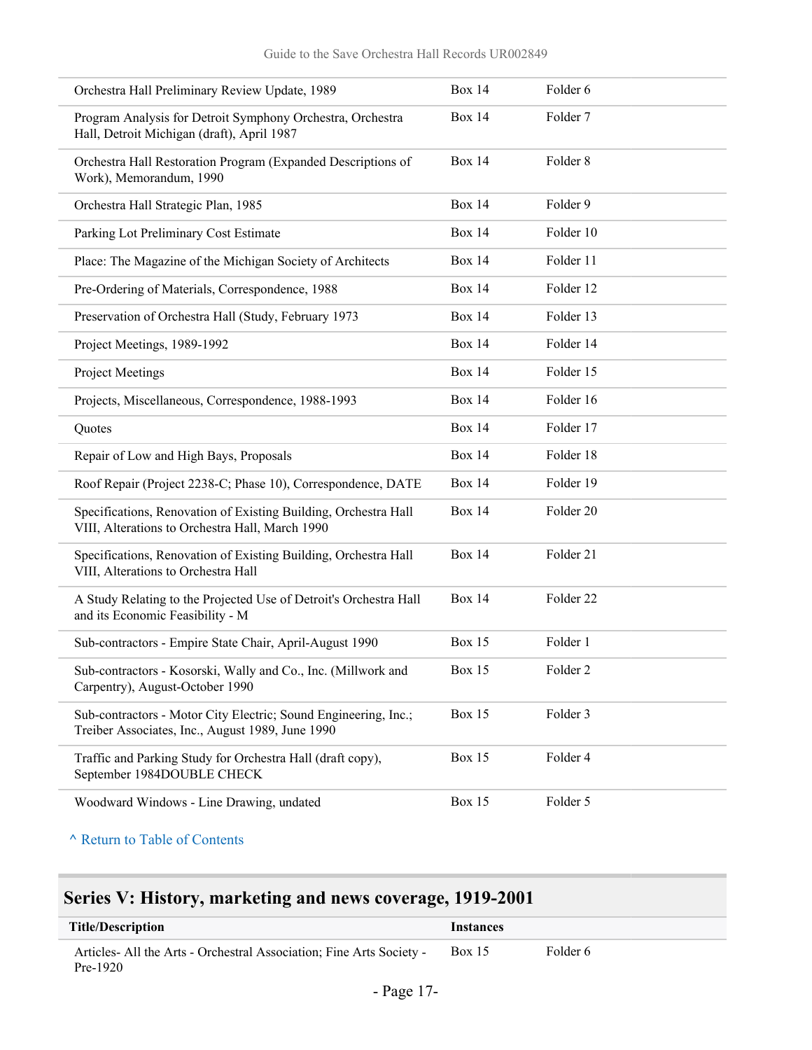| | | |
|---|---|---|
| Orchestra Hall Preliminary Review Update, 1989 | Box 14 | Folder 6 |
| Program Analysis for Detroit Symphony Orchestra, Orchestra Hall, Detroit Michigan (draft), April 1987 | Box 14 | Folder 7 |
| Orchestra Hall Restoration Program (Expanded Descriptions of Work), Memorandum, 1990 | Box 14 | Folder 8 |
| Orchestra Hall Strategic Plan, 1985 | Box 14 | Folder 9 |
| Parking Lot Preliminary Cost Estimate | Box 14 | Folder 10 |
| Place: The Magazine of the Michigan Society of Architects | Box 14 | Folder 11 |
| Pre-Ordering of Materials, Correspondence, 1988 | Box 14 | Folder 12 |
| Preservation of Orchestra Hall (Study, February 1973 | Box 14 | Folder 13 |
| Project Meetings, 1989-1992 | Box 14 | Folder 14 |
| Project Meetings | Box 14 | Folder 15 |
| Projects, Miscellaneous, Correspondence, 1988-1993 | Box 14 | Folder 16 |
| Quotes | Box 14 | Folder 17 |
| Repair of Low and High Bays, Proposals | Box 14 | Folder 18 |
| Roof Repair (Project 2238-C; Phase 10), Correspondence, DATE | Box 14 | Folder 19 |
| Specifications, Renovation of Existing Building, Orchestra Hall VIII, Alterations to Orchestra Hall, March 1990 | Box 14 | Folder 20 |
| Specifications, Renovation of Existing Building, Orchestra Hall VIII, Alterations to Orchestra Hall | Box 14 | Folder 21 |
| A Study Relating to the Projected Use of Detroit's Orchestra Hall and its Economic Feasibility - M | Box 14 | Folder 22 |
| Sub-contractors - Empire State Chair, April-August 1990 | Box 15 | Folder 1 |
| Sub-contractors - Kosorski, Wally and Co., Inc. (Millwork and Carpentry), August-October 1990 | Box 15 | Folder 2 |
| Sub-contractors - Motor City Electric; Sound Engineering, Inc.; Treiber Associates, Inc., August 1989, June 1990 | Box 15 | Folder 3 |
| Traffic and Parking Study for Orchestra Hall (draft copy), September 1984DOUBLE CHECK | Box 15 | Folder 4 |
| Woodward Windows - Line Drawing, undated | Box 15 | Folder 5 |

^ Return to Table of Contents

## Series V: History, marketing and news coverage, 1919-2001

| Title/Description | Instances | |
|---|---|---|
| Articles- All the Arts - Orchestral Association; Fine Arts Society - Pre-1920 | Box 15 | Folder 6 |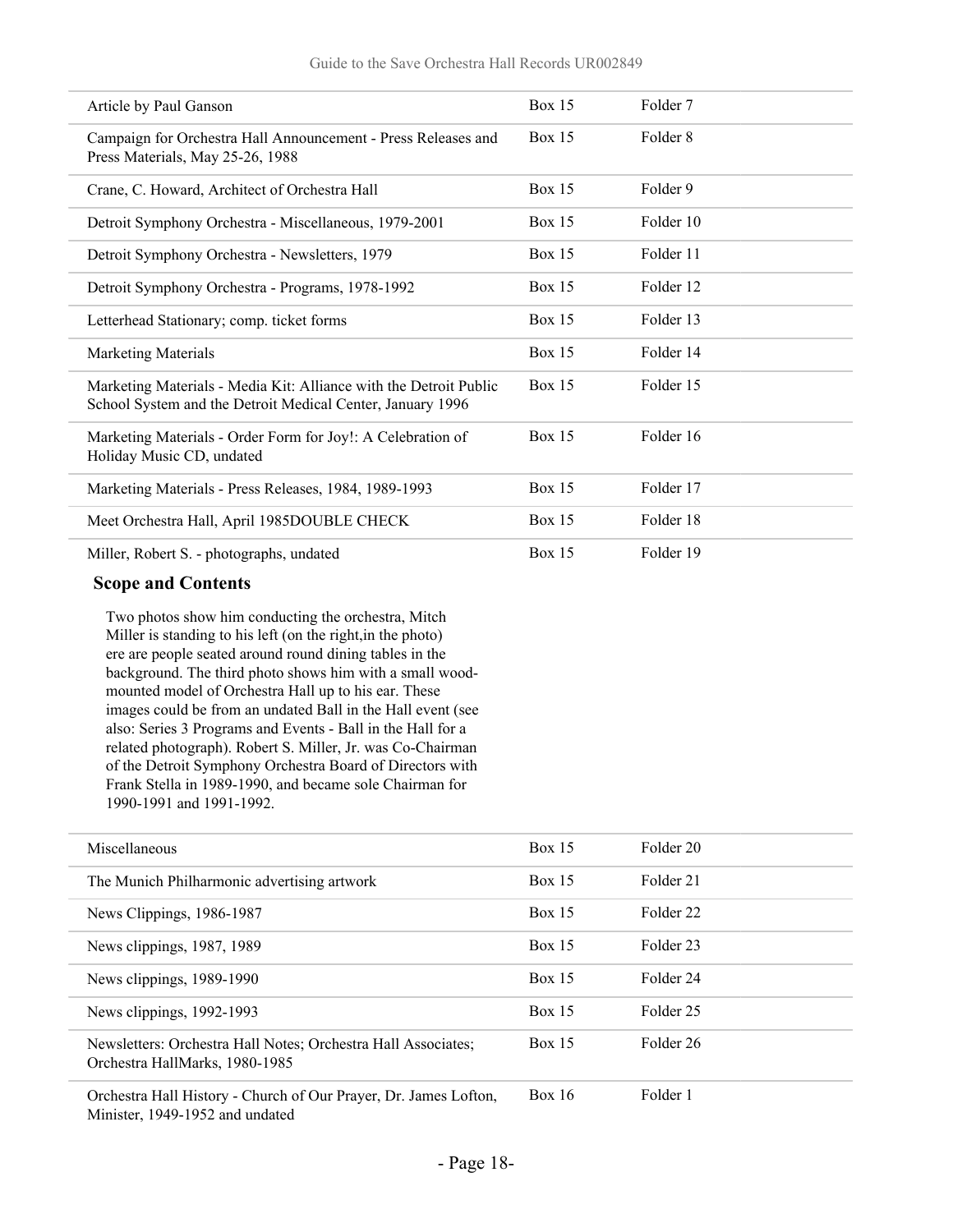| | | |
|---|---|---|
| Article by Paul Ganson | Box 15 | Folder 7 |
| Campaign for Orchestra Hall Announcement - Press Releases and Press Materials, May 25-26, 1988 | Box 15 | Folder 8 |
| Crane, C. Howard, Architect of Orchestra Hall | Box 15 | Folder 9 |
| Detroit Symphony Orchestra - Miscellaneous, 1979-2001 | Box 15 | Folder 10 |
| Detroit Symphony Orchestra - Newsletters, 1979 | Box 15 | Folder 11 |
| Detroit Symphony Orchestra - Programs, 1978-1992 | Box 15 | Folder 12 |
| Letterhead Stationary; comp. ticket forms | Box 15 | Folder 13 |
| Marketing Materials | Box 15 | Folder 14 |
| Marketing Materials - Media Kit: Alliance with the Detroit Public School System and the Detroit Medical Center, January 1996 | Box 15 | Folder 15 |
| Marketing Materials - Order Form for Joy!: A Celebration of Holiday Music CD, undated | Box 15 | Folder 16 |
| Marketing Materials - Press Releases, 1984, 1989-1993 | Box 15 | Folder 17 |
| Meet Orchestra Hall, April 1985DOUBLE CHECK | Box 15 | Folder 18 |
| Miller, Robert S. - photographs, undated | Box 15 | Folder 19 |

**Scope and Contents**

Two photos show him conducting the orchestra, Mitch Miller is standing to his left (on the right,in the photo) ere are people seated around round dining tables in the background. The third photo shows him with a small wood-mounted model of Orchestra Hall up to his ear. These images could be from an undated Ball in the Hall event (see also: Series 3 Programs and Events - Ball in the Hall for a related photograph). Robert S. Miller, Jr. was Co-Chairman of the Detroit Symphony Orchestra Board of Directors with Frank Stella in 1989-1990, and became sole Chairman for 1990-1991 and 1991-1992.

| | | |
|---|---|---|
| Miscellaneous | Box 15 | Folder 20 |
| The Munich Philharmonic advertising artwork | Box 15 | Folder 21 |
| News Clippings, 1986-1987 | Box 15 | Folder 22 |
| News clippings, 1987, 1989 | Box 15 | Folder 23 |
| News clippings, 1989-1990 | Box 15 | Folder 24 |
| News clippings, 1992-1993 | Box 15 | Folder 25 |
| Newsletters: Orchestra Hall Notes; Orchestra Hall Associates; Orchestra HallMarks, 1980-1985 | Box 15 | Folder 26 |
| Orchestra Hall History - Church of Our Prayer, Dr. James Lofton, Minister, 1949-1952 and undated | Box 16 | Folder 1 |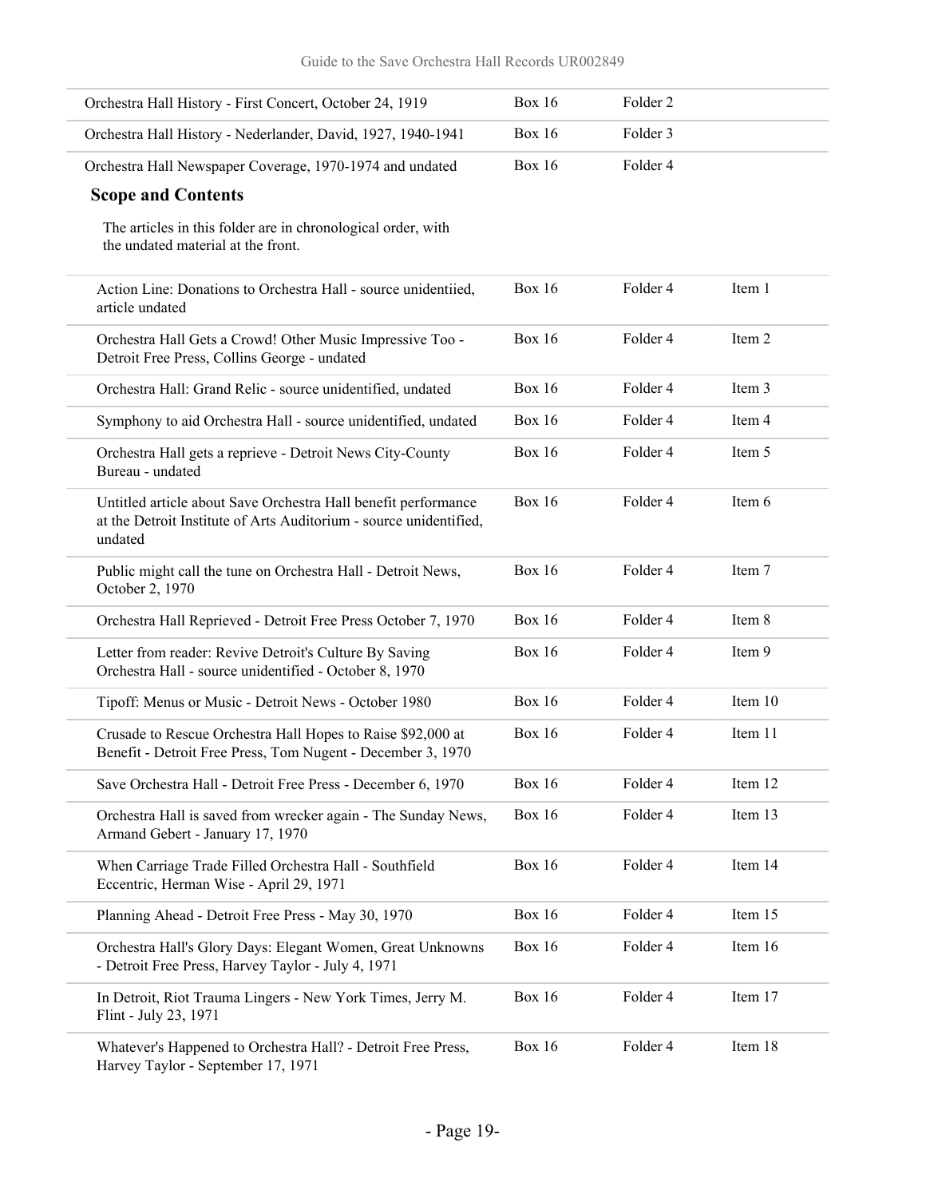| | | | |
|---|---|---|---|
| Orchestra Hall History - First Concert, October 24, 1919 | Box 16 | Folder 2 | |
| Orchestra Hall History - Nederlander, David, 1927, 1940-1941 | Box 16 | Folder 3 | |
| Orchestra Hall Newspaper Coverage, 1970-1974 and undated | Box 16 | Folder 4 | |

**Scope and Contents**

The articles in this folder are in chronological order, with the undated material at the front.

| | | | |
|---|---|---|---|
| Action Line: Donations to Orchestra Hall - source unidentiied, article undated | Box 16 | Folder 4 | Item 1 |
| Orchestra Hall Gets a Crowd! Other Music Impressive Too - Detroit Free Press, Collins George - undated | Box 16 | Folder 4 | Item 2 |
| Orchestra Hall: Grand Relic - source unidentified, undated | Box 16 | Folder 4 | Item 3 |
| Symphony to aid Orchestra Hall - source unidentified, undated | Box 16 | Folder 4 | Item 4 |
| Orchestra Hall gets a reprieve - Detroit News City-County Bureau - undated | Box 16 | Folder 4 | Item 5 |
| Untitled article about Save Orchestra Hall benefit performance at the Detroit Institute of Arts Auditorium - source unidentified, undated | Box 16 | Folder 4 | Item 6 |
| Public might call the tune on Orchestra Hall - Detroit News, October 2, 1970 | Box 16 | Folder 4 | Item 7 |
| Orchestra Hall Reprieved - Detroit Free Press October 7, 1970 | Box 16 | Folder 4 | Item 8 |
| Letter from reader: Revive Detroit's Culture By Saving Orchestra Hall - source unidentified - October 8, 1970 | Box 16 | Folder 4 | Item 9 |
| Tipoff: Menus or Music - Detroit News - October 1980 | Box 16 | Folder 4 | Item 10 |
| Crusade to Rescue Orchestra Hall Hopes to Raise $92,000 at Benefit - Detroit Free Press, Tom Nugent - December 3, 1970 | Box 16 | Folder 4 | Item 11 |
| Save Orchestra Hall - Detroit Free Press - December 6, 1970 | Box 16 | Folder 4 | Item 12 |
| Orchestra Hall is saved from wrecker again - The Sunday News, Armand Gebert - January 17, 1970 | Box 16 | Folder 4 | Item 13 |
| When Carriage Trade Filled Orchestra Hall - Southfield Eccentric, Herman Wise - April 29, 1971 | Box 16 | Folder 4 | Item 14 |
| Planning Ahead - Detroit Free Press - May 30, 1970 | Box 16 | Folder 4 | Item 15 |
| Orchestra Hall's Glory Days: Elegant Women, Great Unknowns - Detroit Free Press, Harvey Taylor - July 4, 1971 | Box 16 | Folder 4 | Item 16 |
| In Detroit, Riot Trauma Lingers - New York Times, Jerry M. Flint - July 23, 1971 | Box 16 | Folder 4 | Item 17 |
| Whatever's Happened to Orchestra Hall? - Detroit Free Press, Harvey Taylor - September 17, 1971 | Box 16 | Folder 4 | Item 18 |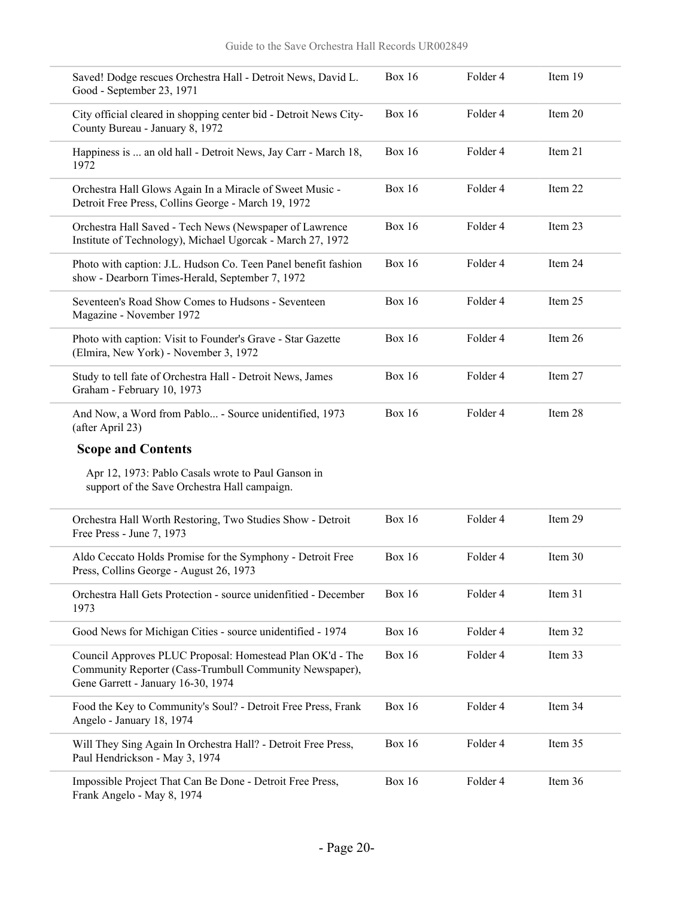| | | | |
|---|---|---|---|
| Saved! Dodge rescues Orchestra Hall - Detroit News, David L. Good - September 23, 1971 | Box 16 | Folder 4 | Item 19 |
| City official cleared in shopping center bid - Detroit News City-County Bureau - January 8, 1972 | Box 16 | Folder 4 | Item 20 |
| Happiness is ... an old hall - Detroit News, Jay Carr - March 18, 1972 | Box 16 | Folder 4 | Item 21 |
| Orchestra Hall Glows Again In a Miracle of Sweet Music - Detroit Free Press, Collins George - March 19, 1972 | Box 16 | Folder 4 | Item 22 |
| Orchestra Hall Saved - Tech News (Newspaper of Lawrence Institute of Technology), Michael Ugorcak - March 27, 1972 | Box 16 | Folder 4 | Item 23 |
| Photo with caption: J.L. Hudson Co. Teen Panel benefit fashion show - Dearborn Times-Herald, September 7, 1972 | Box 16 | Folder 4 | Item 24 |
| Seventeen's Road Show Comes to Hudsons - Seventeen Magazine - November 1972 | Box 16 | Folder 4 | Item 25 |
| Photo with caption: Visit to Founder's Grave - Star Gazette (Elmira, New York) - November 3, 1972 | Box 16 | Folder 4 | Item 26 |
| Study to tell fate of Orchestra Hall - Detroit News, James Graham - February 10, 1973 | Box 16 | Folder 4 | Item 27 |
| And Now, a Word from Pablo... - Source unidentified, 1973 (after April 23) | Box 16 | Folder 4 | Item 28 |

**Scope and Contents**

Apr 12, 1973: Pablo Casals wrote to Paul Ganson in support of the Save Orchestra Hall campaign.

| | | | |
|---|---|---|---|
| Orchestra Hall Worth Restoring, Two Studies Show - Detroit Free Press - June 7, 1973 | Box 16 | Folder 4 | Item 29 |
| Aldo Ceccato Holds Promise for the Symphony - Detroit Free Press, Collins George - August 26, 1973 | Box 16 | Folder 4 | Item 30 |
| Orchestra Hall Gets Protection - source unidenfitied - December 1973 | Box 16 | Folder 4 | Item 31 |
| Good News for Michigan Cities - source unidentified - 1974 | Box 16 | Folder 4 | Item 32 |
| Council Approves PLUC Proposal: Homestead Plan OK'd - The Community Reporter (Cass-Trumbull Community Newspaper), Gene Garrett - January 16-30, 1974 | Box 16 | Folder 4 | Item 33 |
| Food the Key to Community's Soul? - Detroit Free Press, Frank Angelo - January 18, 1974 | Box 16 | Folder 4 | Item 34 |
| Will They Sing Again In Orchestra Hall? - Detroit Free Press, Paul Hendrickson - May 3, 1974 | Box 16 | Folder 4 | Item 35 |
| Impossible Project That Can Be Done - Detroit Free Press, Frank Angelo - May 8, 1974 | Box 16 | Folder 4 | Item 36 |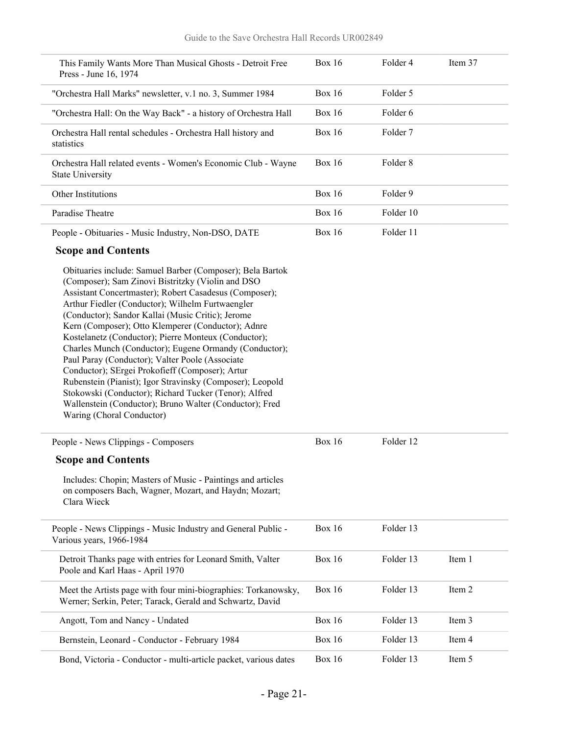| | | | |
|---|---|---|---|
| This Family Wants More Than Musical Ghosts - Detroit Free Press - June 16, 1974 | Box 16 | Folder 4 | Item 37 |
| "Orchestra Hall Marks" newsletter, v.1 no. 3, Summer 1984 | Box 16 | Folder 5 | |
| "Orchestra Hall: On the Way Back" - a history of Orchestra Hall | Box 16 | Folder 6 | |
| Orchestra Hall rental schedules - Orchestra Hall history and statistics | Box 16 | Folder 7 | |
| Orchestra Hall related events - Women's Economic Club - Wayne State University | Box 16 | Folder 8 | |
| Other Institutions | Box 16 | Folder 9 | |
| Paradise Theatre | Box 16 | Folder 10 | |
| People - Obituaries - Music Industry, Non-DSO, DATE | Box 16 | Folder 11 | |

**Scope and Contents**

Obituaries include: Samuel Barber (Composer); Bela Bartok (Composer); Sam Zinovi Bistritzky (Violin and DSO Assistant Concertmaster); Robert Casadesus (Composer); Arthur Fiedler (Conductor); Wilhelm Furtwaengler (Conductor); Sandor Kallai (Music Critic); Jerome Kern (Composer); Otto Klemperer (Conductor); Adnre Kostelanetz (Conductor); Pierre Monteux (Conductor); Charles Munch (Conductor); Eugene Ormandy (Conductor); Paul Paray (Conductor); Valter Poole (Associate Conductor); SErgei Prokofieff (Composer); Artur Rubenstein (Pianist); Igor Stravinsky (Composer); Leopold Stokowski (Conductor); Richard Tucker (Tenor); Alfred Wallenstein (Conductor); Bruno Walter (Conductor); Fred Waring (Choral Conductor)

| | | | |
|---|---|---|---|
| People - News Clippings - Composers | Box 16 | Folder 12 | |

**Scope and Contents**

Includes: Chopin; Masters of Music - Paintings and articles on composers Bach, Wagner, Mozart, and Haydn; Mozart; Clara Wieck

| | | | |
|---|---|---|---|
| People - News Clippings - Music Industry and General Public - Various years, 1966-1984 | Box 16 | Folder 13 | |
| Detroit Thanks page with entries for Leonard Smith, Valter Poole and Karl Haas - April 1970 | Box 16 | Folder 13 | Item 1 |
| Meet the Artists page with four mini-biographies: Torkanowsky, Werner; Serkin, Peter; Tarack, Gerald and Schwartz, David | Box 16 | Folder 13 | Item 2 |
| Angott, Tom and Nancy - Undated | Box 16 | Folder 13 | Item 3 |
| Bernstein, Leonard - Conductor - February 1984 | Box 16 | Folder 13 | Item 4 |
| Bond, Victoria - Conductor - multi-article packet, various dates | Box 16 | Folder 13 | Item 5 |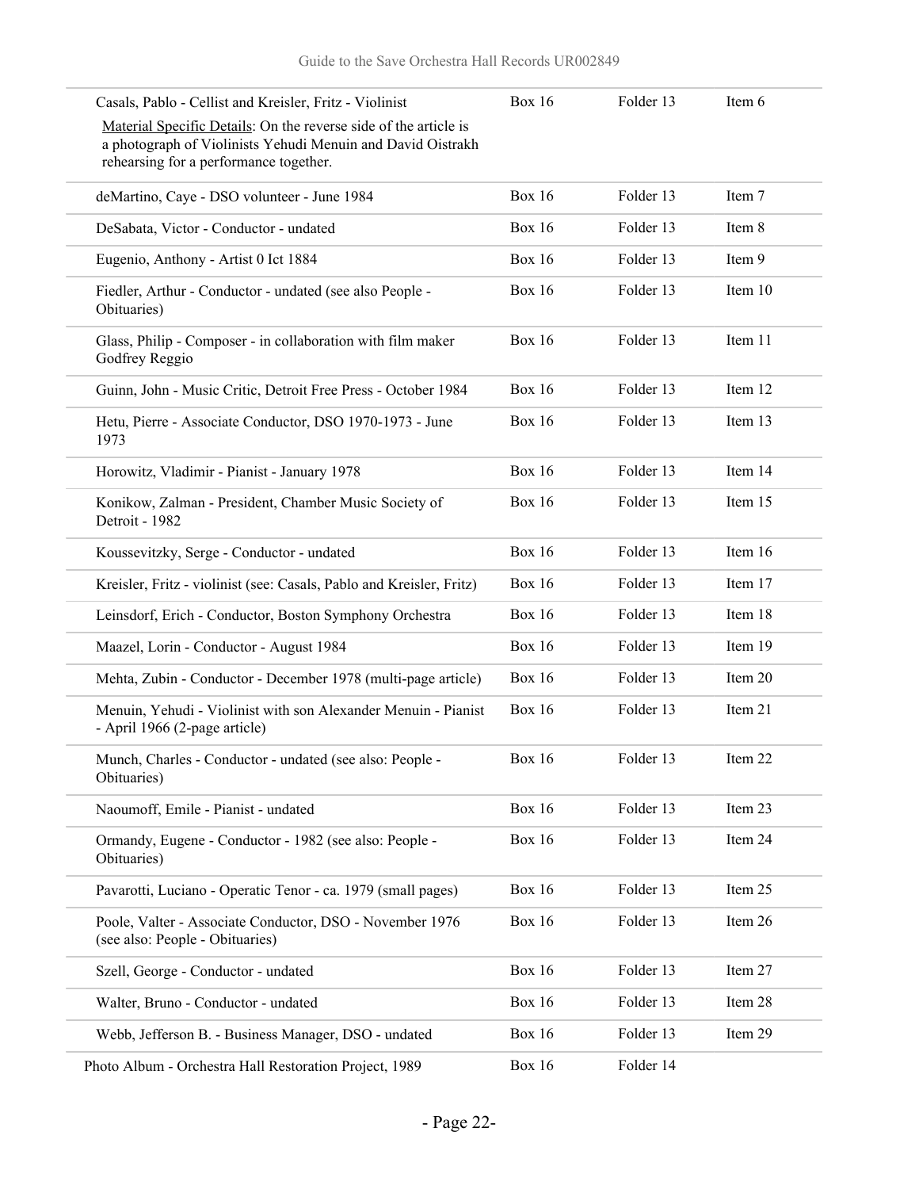| | | | |
|---|---|---|---|
| Casals, Pablo - Cellist and Kreisler, Fritz - Violinist<br>Material Specific Details: On the reverse side of the article is a photograph of Violinists Yehudi Menuin and David Oistrakh rehearsing for a performance together. | Box 16 | Folder 13 | Item 6 |
| deMartino, Caye - DSO volunteer - June 1984 | Box 16 | Folder 13 | Item 7 |
| DeSabata, Victor - Conductor - undated | Box 16 | Folder 13 | Item 8 |
| Eugenio, Anthony - Artist 0 Ict 1884 | Box 16 | Folder 13 | Item 9 |
| Fiedler, Arthur - Conductor - undated (see also People - Obituaries) | Box 16 | Folder 13 | Item 10 |
| Glass, Philip - Composer - in collaboration with film maker Godfrey Reggio | Box 16 | Folder 13 | Item 11 |
| Guinn, John - Music Critic, Detroit Free Press - October 1984 | Box 16 | Folder 13 | Item 12 |
| Hetu, Pierre - Associate Conductor, DSO 1970-1973 - June 1973 | Box 16 | Folder 13 | Item 13 |
| Horowitz, Vladimir - Pianist - January 1978 | Box 16 | Folder 13 | Item 14 |
| Konikow, Zalman - President, Chamber Music Society of Detroit - 1982 | Box 16 | Folder 13 | Item 15 |
| Koussevitzky, Serge - Conductor - undated | Box 16 | Folder 13 | Item 16 |
| Kreisler, Fritz - violinist (see: Casals, Pablo and Kreisler, Fritz) | Box 16 | Folder 13 | Item 17 |
| Leinsdorf, Erich - Conductor, Boston Symphony Orchestra | Box 16 | Folder 13 | Item 18 |
| Maazel, Lorin - Conductor - August 1984 | Box 16 | Folder 13 | Item 19 |
| Mehta, Zubin - Conductor - December 1978 (multi-page article) | Box 16 | Folder 13 | Item 20 |
| Menuin, Yehudi - Violinist with son Alexander Menuin - Pianist - April 1966 (2-page article) | Box 16 | Folder 13 | Item 21 |
| Munch, Charles - Conductor - undated (see also: People - Obituaries) | Box 16 | Folder 13 | Item 22 |
| Naoumoff, Emile - Pianist - undated | Box 16 | Folder 13 | Item 23 |
| Ormandy, Eugene - Conductor - 1982 (see also: People - Obituaries) | Box 16 | Folder 13 | Item 24 |
| Pavarotti, Luciano - Operatic Tenor - ca. 1979 (small pages) | Box 16 | Folder 13 | Item 25 |
| Poole, Valter - Associate Conductor, DSO - November 1976 (see also: People - Obituaries) | Box 16 | Folder 13 | Item 26 |
| Szell, George - Conductor - undated | Box 16 | Folder 13 | Item 27 |
| Walter, Bruno - Conductor - undated | Box 16 | Folder 13 | Item 28 |
| Webb, Jefferson B. - Business Manager, DSO - undated | Box 16 | Folder 13 | Item 29 |
| Photo Album - Orchestra Hall Restoration Project, 1989 | Box 16 | Folder 14 | |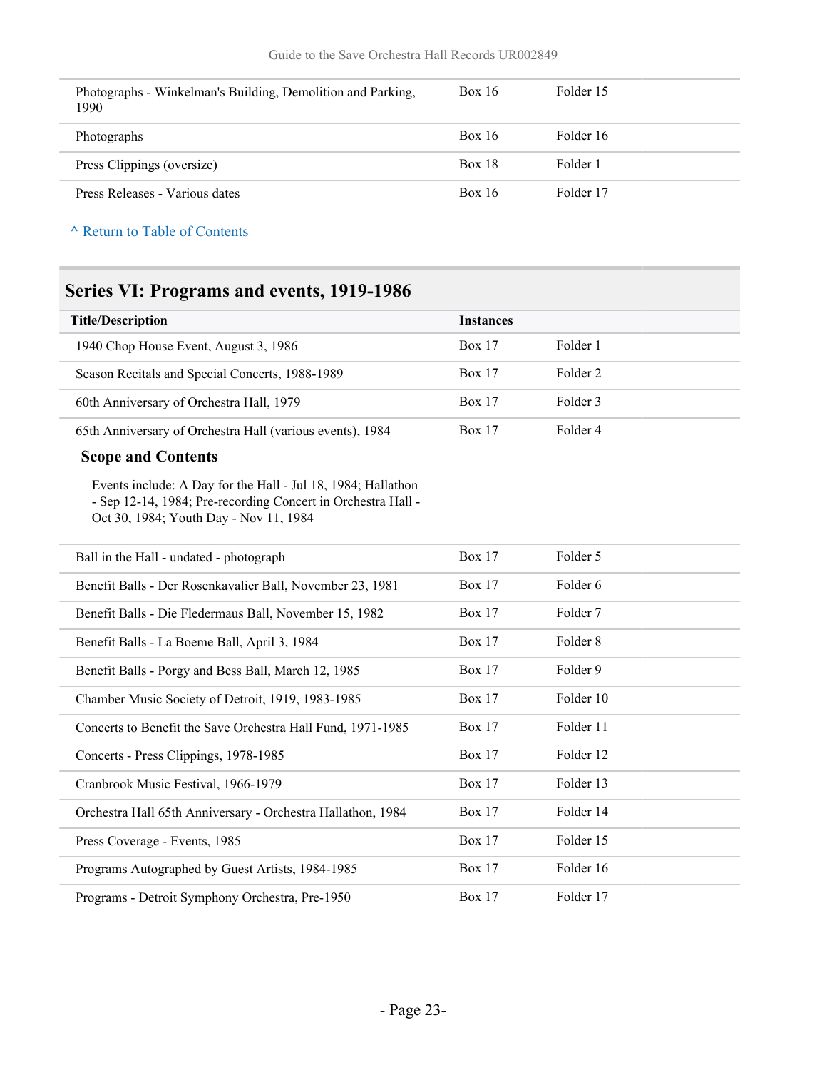| | | |
|---|---|---|
| Photographs - Winkelman's Building, Demolition and Parking, 1990 | Box 16 | Folder 15 |
| Photographs | Box 16 | Folder 16 |
| Press Clippings (oversize) | Box 18 | Folder 1 |
| Press Releases - Various dates | Box 16 | Folder 17 |

^ Return to Table of Contents

## Series VI: Programs and events, 1919-1986

| Title/Description | Instances | |
|---|---|---|
| 1940 Chop House Event, August 3, 1986 | Box 17 | Folder 1 |
| Season Recitals and Special Concerts, 1988-1989 | Box 17 | Folder 2 |
| 60th Anniversary of Orchestra Hall, 1979 | Box 17 | Folder 3 |
| 65th Anniversary of Orchestra Hall (various events), 1984 | Box 17 | Folder 4 |

### Scope and Contents

Events include: A Day for the Hall - Jul 18, 1984; Hallathon - Sep 12-14, 1984; Pre-recording Concert in Orchestra Hall - Oct 30, 1984; Youth Day - Nov 11, 1984

| | | |
|---|---|---|
| Ball in the Hall - undated - photograph | Box 17 | Folder 5 |
| Benefit Balls - Der Rosenkavalier Ball, November 23, 1981 | Box 17 | Folder 6 |
| Benefit Balls - Die Fledermaus Ball, November 15, 1982 | Box 17 | Folder 7 |
| Benefit Balls - La Boeme Ball, April 3, 1984 | Box 17 | Folder 8 |
| Benefit Balls - Porgy and Bess Ball, March 12, 1985 | Box 17 | Folder 9 |
| Chamber Music Society of Detroit, 1919, 1983-1985 | Box 17 | Folder 10 |
| Concerts to Benefit the Save Orchestra Hall Fund, 1971-1985 | Box 17 | Folder 11 |
| Concerts - Press Clippings, 1978-1985 | Box 17 | Folder 12 |
| Cranbrook Music Festival, 1966-1979 | Box 17 | Folder 13 |
| Orchestra Hall 65th Anniversary - Orchestra Hallathon, 1984 | Box 17 | Folder 14 |
| Press Coverage - Events, 1985 | Box 17 | Folder 15 |
| Programs Autographed by Guest Artists, 1984-1985 | Box 17 | Folder 16 |
| Programs - Detroit Symphony Orchestra, Pre-1950 | Box 17 | Folder 17 |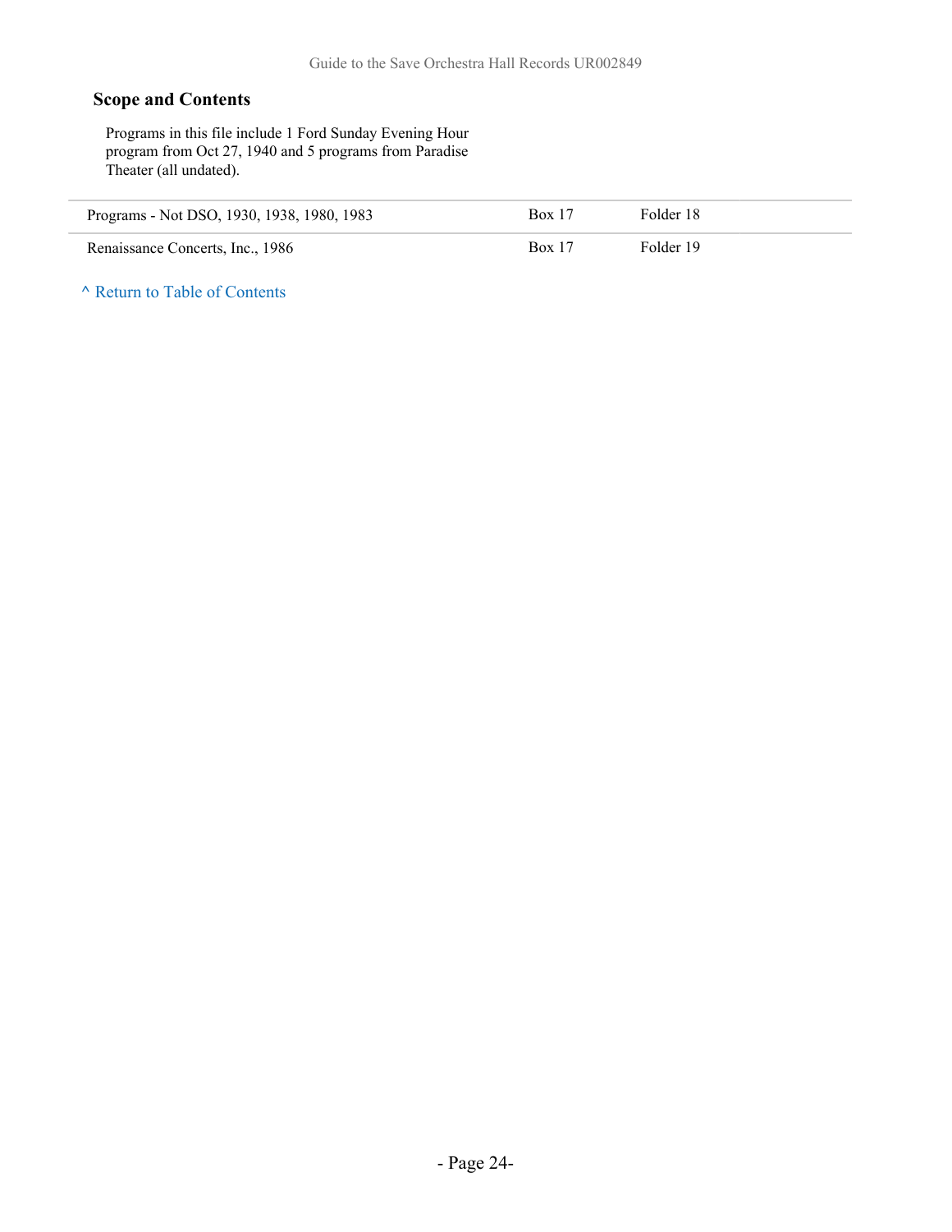### Scope and Contents

Programs in this file include 1 Ford Sunday Evening Hour program from Oct 27, 1940 and 5 programs from Paradise Theater (all undated).

| | | |
|---|---|---|
| Programs - Not DSO, 1930, 1938, 1980, 1983 | Box 17 | Folder 18 |
| Renaissance Concerts, Inc., 1986 | Box 17 | Folder 19 |

^ Return to Table of Contents